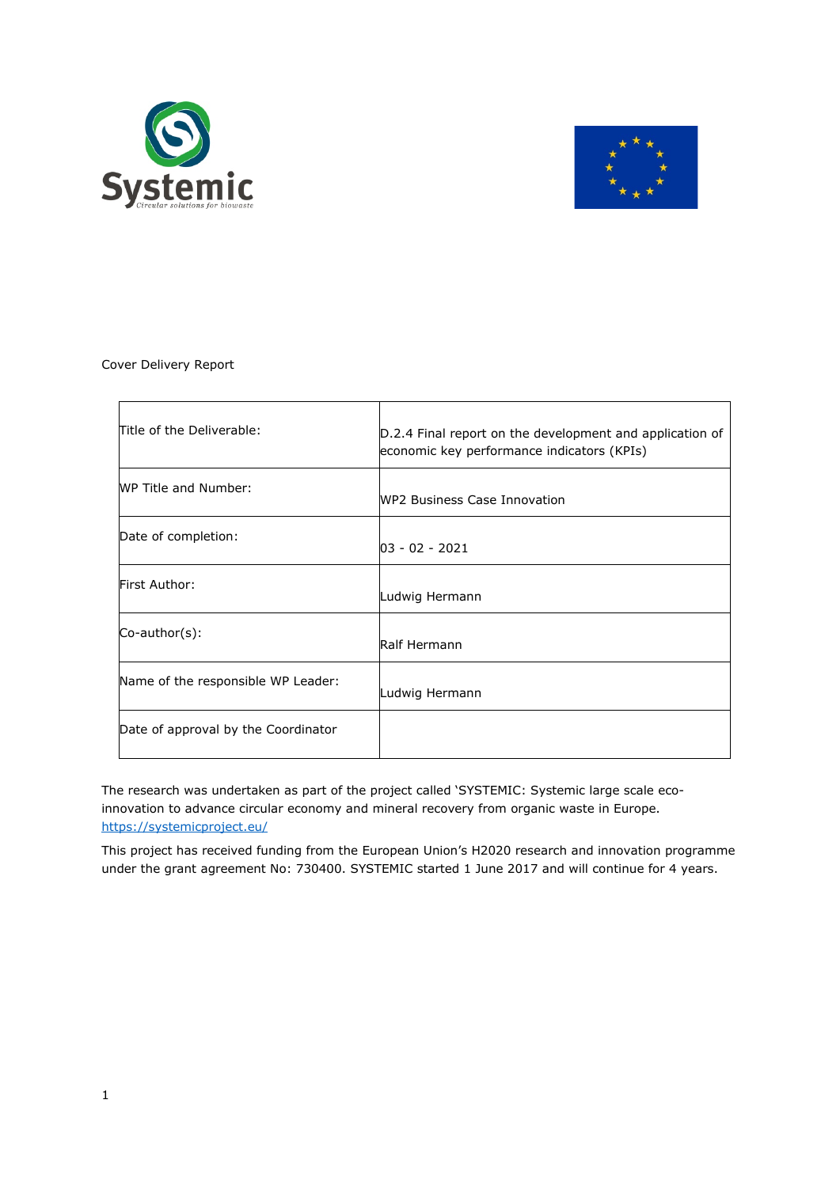Cover Delivery Report

| | |
|---|---|
| Title of the Deliverable: | D.2.4 Final report on the development and application of economic key performance indicators (KPIs) |
| WP Title and Number: | WP2 Business Case Innovation |
| Date of completion: | 03 - 02 - 2021 |
| First Author: | Ludwig Hermann |
| Co-author(s): | Ralf Hermann |
| Name of the responsible WP Leader: | Ludwig Hermann |
| Date of approval by the Coordinator | |

The research was undertaken as part of the project called 'SYSTEMIC: Systemic large scale eco-innovation to advance circular economy and mineral recovery from organic waste in Europe. https://systemicproject.eu/

This project has received funding from the European Union's H2020 research and innovation programme under the grant agreement No: 730400. SYSTEMIC started 1 June 2017 and will continue for 4 years.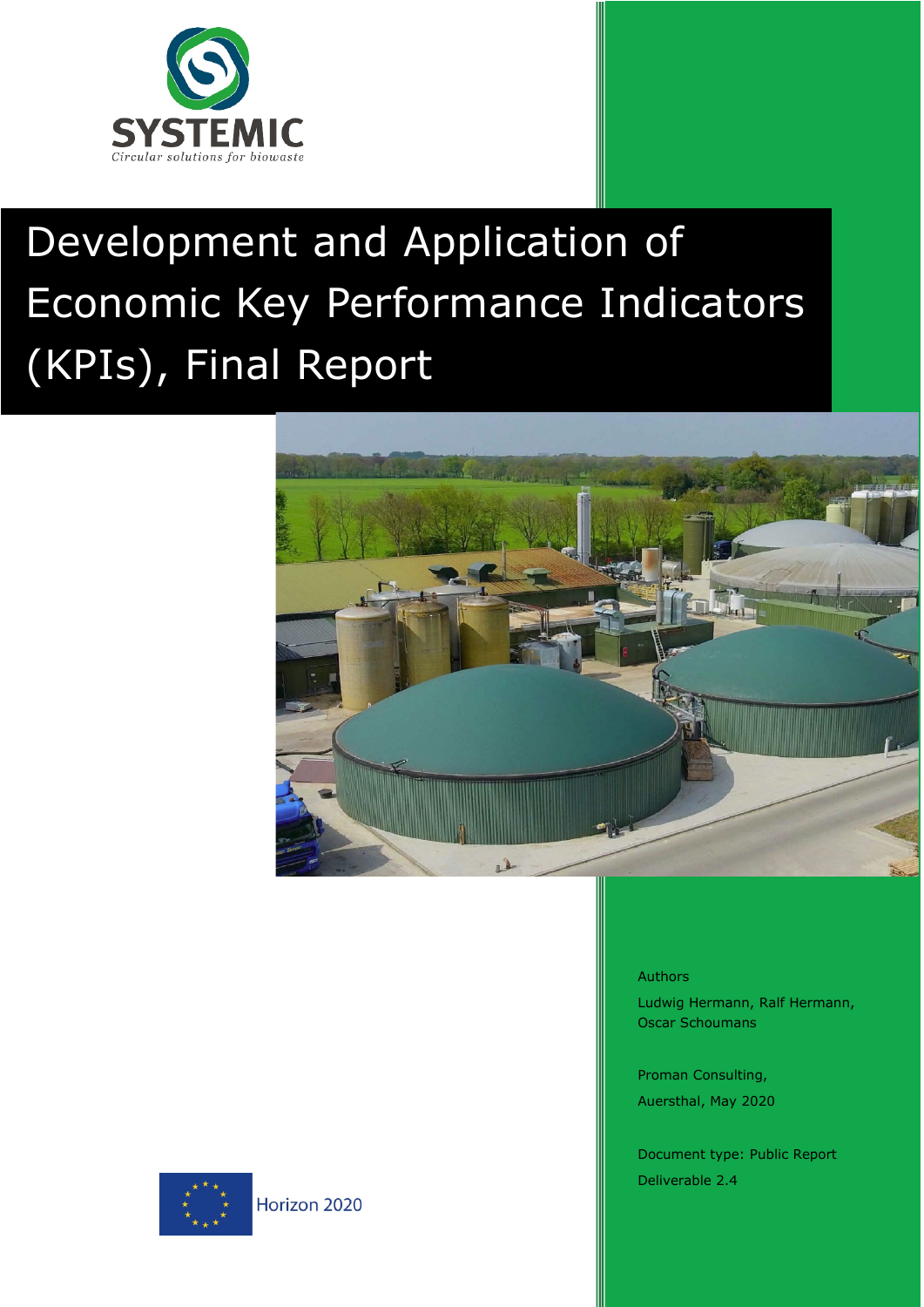SYSTEMIC

Circular solutions for biowaste

# Development and Application of Economic Key Performance Indicators (KPIs), Final Report

Authors

Ludwig Hermann, Ralf Hermann, Oscar Schoumans

Proman Consulting,

Auersthal, May 2020

Document type: Public Report

Deliverable 2.4

Horizon 2020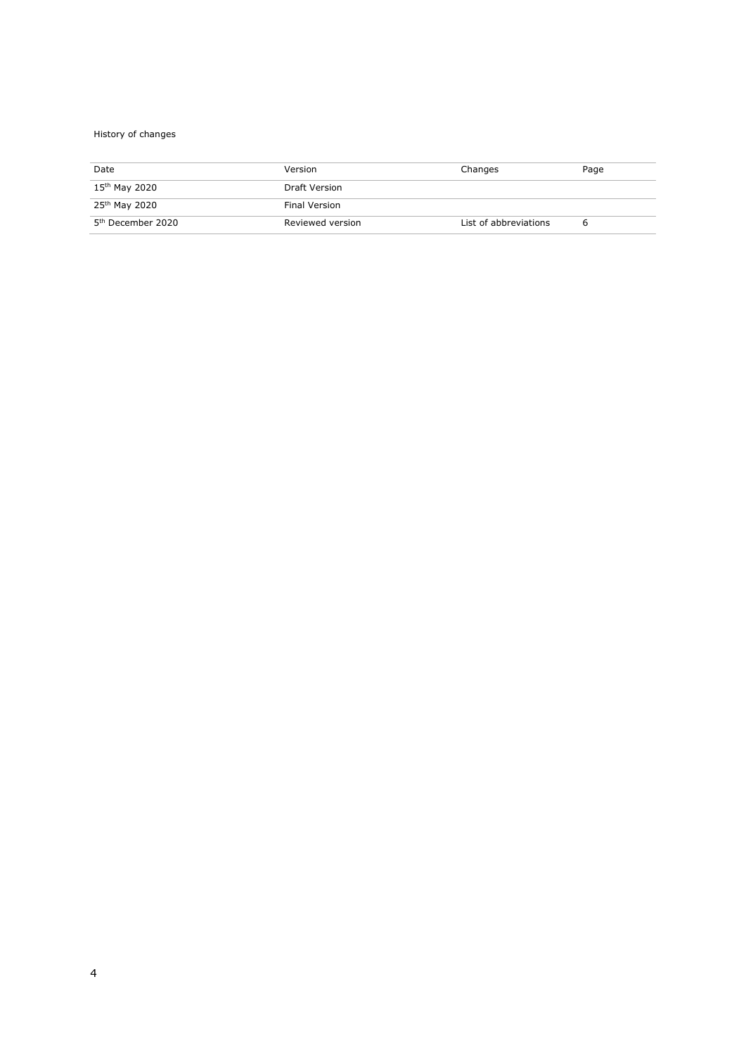History of changes

| Date | Version | Changes | Page |
|---|---|---|---|
| 15th May 2020 | Draft Version | | |
| 25th May 2020 | Final Version | | |
| 5th December 2020 | Reviewed version | List of abbreviations | 6 |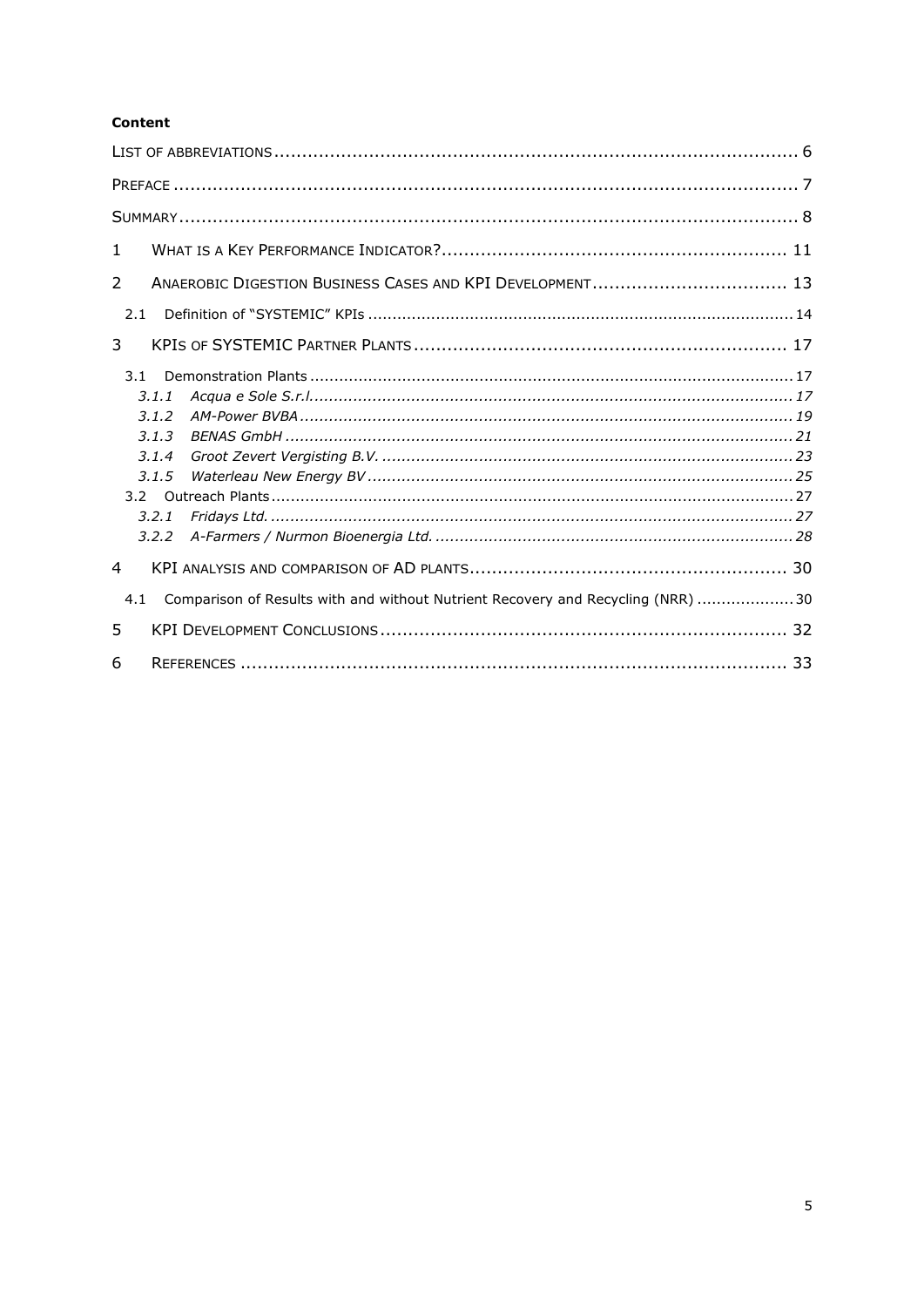**Content**

| | |
|---|---|
| List of abbreviations | 6 |
| Preface | 7 |
| Summary | 8 |
| 1 What is a Key Performance Indicator? | 11 |
| 2 Anaerobic Digestion Business Cases and KPI Development | 13 |
| 2.1 Definition of "SYSTEMIC" KPIs | 14 |
| 3 KPIs of SYSTEMIC Partner Plants | 17 |
| 3.1 Demonstration Plants | 17 |
| *3.1.1 Acqua e Sole S.r.l.* | 17 |
| *3.1.2 AM-Power BVBA* | 19 |
| *3.1.3 BENAS GmbH* | 21 |
| *3.1.4 Groot Zevert Vergisting B.V.* | 23 |
| *3.1.5 Waterleau New Energy BV* | 25 |
| 3.2 Outreach Plants | 27 |
| *3.2.1 Fridays Ltd.* | 27 |
| *3.2.2 A-Farmers / Nurmon Bioenergia Ltd.* | 28 |
| 4 KPI analysis and comparison of AD plants | 30 |
| 4.1 Comparison of Results with and without Nutrient Recovery and Recycling (NRR) | 30 |
| 5 KPI Development Conclusions | 32 |
| 6 References | 33 |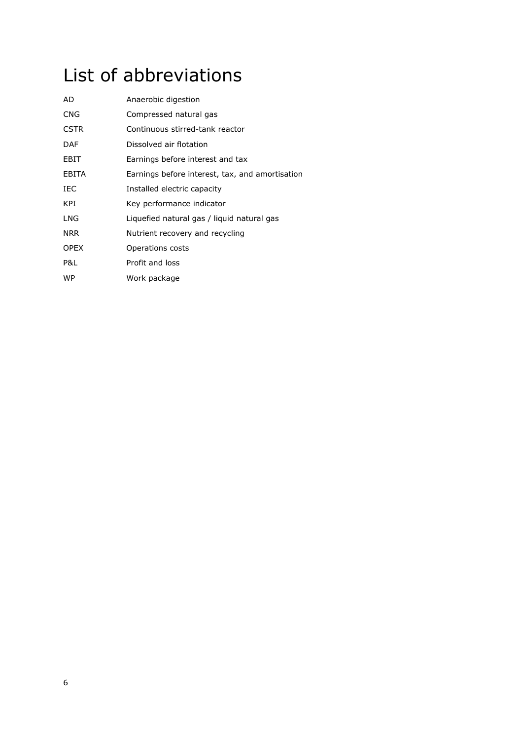# List of abbreviations

| | |
|---|---|
| AD | Anaerobic digestion |
| CNG | Compressed natural gas |
| CSTR | Continuous stirred-tank reactor |
| DAF | Dissolved air flotation |
| EBIT | Earnings before interest and tax |
| EBITA | Earnings before interest, tax, and amortisation |
| IEC | Installed electric capacity |
| KPI | Key performance indicator |
| LNG | Liquefied natural gas / liquid natural gas |
| NRR | Nutrient recovery and recycling |
| OPEX | Operations costs |
| P&L | Profit and loss |
| WP | Work package |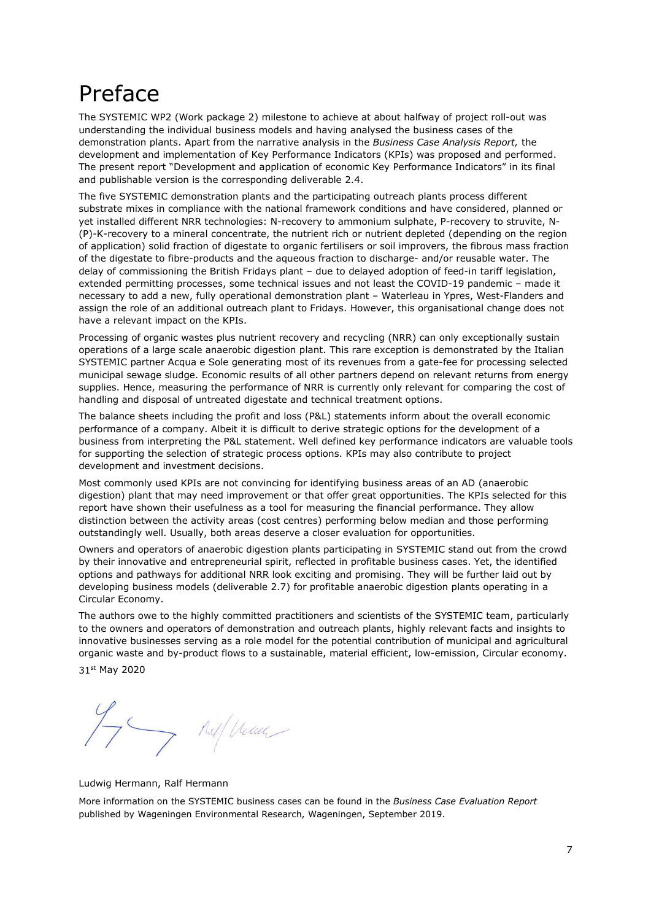# Preface

The SYSTEMIC WP2 (Work package 2) milestone to achieve at about halfway of project roll-out was understanding the individual business models and having analysed the business cases of the demonstration plants. Apart from the narrative analysis in the *Business Case Analysis Report,* the development and implementation of Key Performance Indicators (KPIs) was proposed and performed. The present report "Development and application of economic Key Performance Indicators" in its final and publishable version is the corresponding deliverable 2.4.

The five SYSTEMIC demonstration plants and the participating outreach plants process different substrate mixes in compliance with the national framework conditions and have considered, planned or yet installed different NRR technologies: N-recovery to ammonium sulphate, P-recovery to struvite, N-(P)-K-recovery to a mineral concentrate, the nutrient rich or nutrient depleted (depending on the region of application) solid fraction of digestate to organic fertilisers or soil improvers, the fibrous mass fraction of the digestate to fibre-products and the aqueous fraction to discharge- and/or reusable water. The delay of commissioning the British Fridays plant – due to delayed adoption of feed-in tariff legislation, extended permitting processes, some technical issues and not least the COVID-19 pandemic – made it necessary to add a new, fully operational demonstration plant – Waterleau in Ypres, West-Flanders and assign the role of an additional outreach plant to Fridays. However, this organisational change does not have a relevant impact on the KPIs.

Processing of organic wastes plus nutrient recovery and recycling (NRR) can only exceptionally sustain operations of a large scale anaerobic digestion plant. This rare exception is demonstrated by the Italian SYSTEMIC partner Acqua e Sole generating most of its revenues from a gate-fee for processing selected municipal sewage sludge. Economic results of all other partners depend on relevant returns from energy supplies. Hence, measuring the performance of NRR is currently only relevant for comparing the cost of handling and disposal of untreated digestate and technical treatment options.

The balance sheets including the profit and loss (P&L) statements inform about the overall economic performance of a company. Albeit it is difficult to derive strategic options for the development of a business from interpreting the P&L statement. Well defined key performance indicators are valuable tools for supporting the selection of strategic process options. KPIs may also contribute to project development and investment decisions.

Most commonly used KPIs are not convincing for identifying business areas of an AD (anaerobic digestion) plant that may need improvement or that offer great opportunities. The KPIs selected for this report have shown their usefulness as a tool for measuring the financial performance. They allow distinction between the activity areas (cost centres) performing below median and those performing outstandingly well. Usually, both areas deserve a closer evaluation for opportunities.

Owners and operators of anaerobic digestion plants participating in SYSTEMIC stand out from the crowd by their innovative and entrepreneurial spirit, reflected in profitable business cases. Yet, the identified options and pathways for additional NRR look exciting and promising. They will be further laid out by developing business models (deliverable 2.7) for profitable anaerobic digestion plants operating in a Circular Economy.

The authors owe to the highly committed practitioners and scientists of the SYSTEMIC team, particularly to the owners and operators of demonstration and outreach plants, highly relevant facts and insights to innovative businesses serving as a role model for the potential contribution of municipal and agricultural organic waste and by-product flows to a sustainable, material efficient, low-emission, Circular economy.

31st May 2020

Ludwig Hermann, Ralf Hermann

More information on the SYSTEMIC business cases can be found in the *Business Case Evaluation Report* published by Wageningen Environmental Research, Wageningen, September 2019.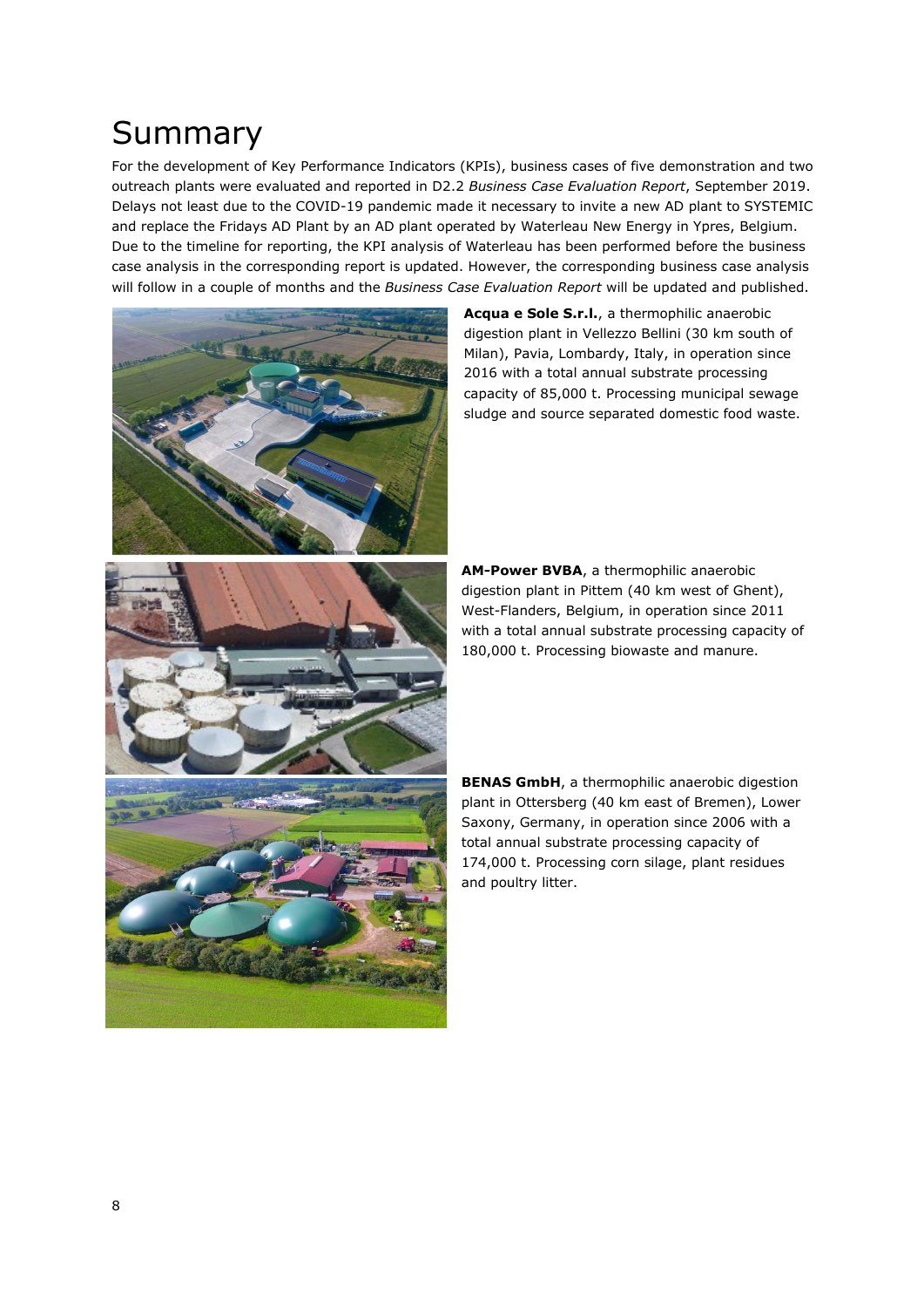# Summary

For the development of Key Performance Indicators (KPIs), business cases of five demonstration and two outreach plants were evaluated and reported in D2.2 *Business Case Evaluation Report*, September 2019. Delays not least due to the COVID-19 pandemic made it necessary to invite a new AD plant to SYSTEMIC and replace the Fridays AD Plant by an AD plant operated by Waterleau New Energy in Ypres, Belgium. Due to the timeline for reporting, the KPI analysis of Waterleau has been performed before the business case analysis in the corresponding report is updated. However, the corresponding business case analysis will follow in a couple of months and the *Business Case Evaluation Report* will be updated and published.

**Acqua e Sole S.r.l.**, a thermophilic anaerobic digestion plant in Vellezzo Bellini (30 km south of Milan), Pavia, Lombardy, Italy, in operation since 2016 with a total annual substrate processing capacity of 85,000 t. Processing municipal sewage sludge and source separated domestic food waste.

**AM-Power BVBA**, a thermophilic anaerobic digestion plant in Pittem (40 km west of Ghent), West-Flanders, Belgium, in operation since 2011 with a total annual substrate processing capacity of 180,000 t. Processing biowaste and manure.

**BENAS GmbH**, a thermophilic anaerobic digestion plant in Ottersberg (40 km east of Bremen), Lower Saxony, Germany, in operation since 2006 with a total annual substrate processing capacity of 174,000 t. Processing corn silage, plant residues and poultry litter.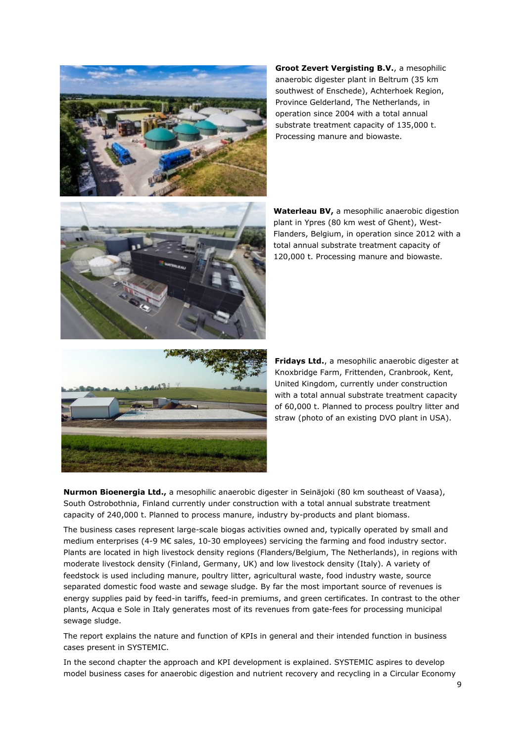**Groot Zevert Vergisting B.V.**, a mesophilic anaerobic digester plant in Beltrum (35 km southwest of Enschede), Achterhoek Region, Province Gelderland, The Netherlands, in operation since 2004 with a total annual substrate treatment capacity of 135,000 t. Processing manure and biowaste.

**Waterleau BV,** a mesophilic anaerobic digestion plant in Ypres (80 km west of Ghent), West-Flanders, Belgium, in operation since 2012 with a total annual substrate treatment capacity of 120,000 t. Processing manure and biowaste.

**Fridays Ltd.**, a mesophilic anaerobic digester at Knoxbridge Farm, Frittenden, Cranbrook, Kent, United Kingdom, currently under construction with a total annual substrate treatment capacity of 60,000 t. Planned to process poultry litter and straw (photo of an existing DVO plant in USA).

**Nurmon Bioenergia Ltd.,** a mesophilic anaerobic digester in Seinäjoki (80 km southeast of Vaasa), South Ostrobothnia, Finland currently under construction with a total annual substrate treatment capacity of 240,000 t. Planned to process manure, industry by-products and plant biomass.

The business cases represent large-scale biogas activities owned and, typically operated by small and medium enterprises (4-9 M€ sales, 10-30 employees) servicing the farming and food industry sector. Plants are located in high livestock density regions (Flanders/Belgium, The Netherlands), in regions with moderate livestock density (Finland, Germany, UK) and low livestock density (Italy). A variety of feedstock is used including manure, poultry litter, agricultural waste, food industry waste, source separated domestic food waste and sewage sludge. By far the most important source of revenues is energy supplies paid by feed-in tariffs, feed-in premiums, and green certificates. In contrast to the other plants, Acqua e Sole in Italy generates most of its revenues from gate-fees for processing municipal sewage sludge.

The report explains the nature and function of KPIs in general and their intended function in business cases present in SYSTEMIC.

In the second chapter the approach and KPI development is explained. SYSTEMIC aspires to develop model business cases for anaerobic digestion and nutrient recovery and recycling in a Circular Economy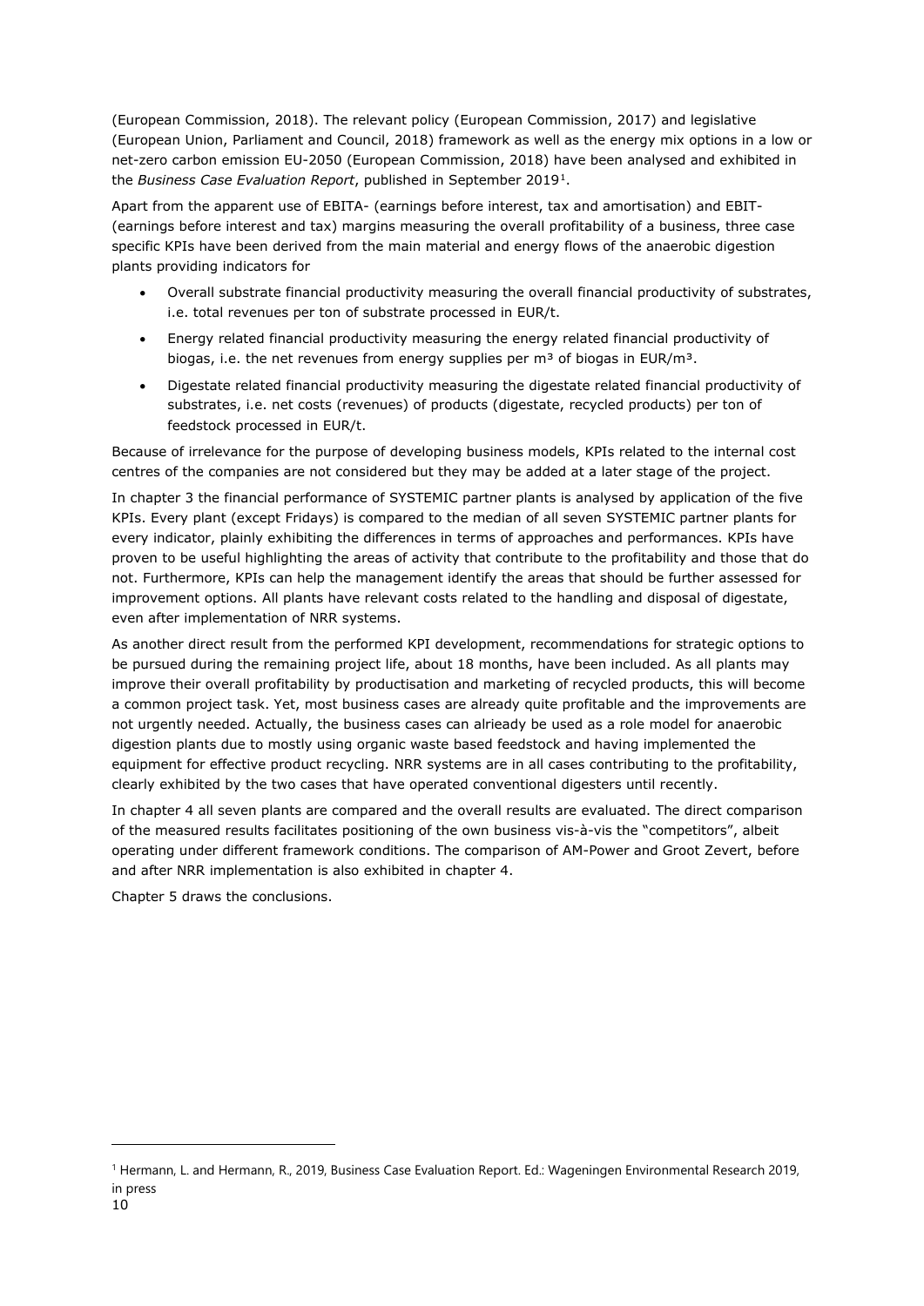(European Commission, 2018). The relevant policy (European Commission, 2017) and legislative (European Union, Parliament and Council, 2018) framework as well as the energy mix options in a low or net-zero carbon emission EU-2050 (European Commission, 2018) have been analysed and exhibited in the *Business Case Evaluation Report*, published in September 2019[1].

Apart from the apparent use of EBITA- (earnings before interest, tax and amortisation) and EBIT- (earnings before interest and tax) margins measuring the overall profitability of a business, three case specific KPIs have been derived from the main material and energy flows of the anaerobic digestion plants providing indicators for

- Overall substrate financial productivity measuring the overall financial productivity of substrates, i.e. total revenues per ton of substrate processed in EUR/t.
- Energy related financial productivity measuring the energy related financial productivity of biogas, i.e. the net revenues from energy supplies per m³ of biogas in EUR/m³.
- Digestate related financial productivity measuring the digestate related financial productivity of substrates, i.e. net costs (revenues) of products (digestate, recycled products) per ton of feedstock processed in EUR/t.

Because of irrelevance for the purpose of developing business models, KPIs related to the internal cost centres of the companies are not considered but they may be added at a later stage of the project.

In chapter 3 the financial performance of SYSTEMIC partner plants is analysed by application of the five KPIs. Every plant (except Fridays) is compared to the median of all seven SYSTEMIC partner plants for every indicator, plainly exhibiting the differences in terms of approaches and performances. KPIs have proven to be useful highlighting the areas of activity that contribute to the profitability and those that do not. Furthermore, KPIs can help the management identify the areas that should be further assessed for improvement options. All plants have relevant costs related to the handling and disposal of digestate, even after implementation of NRR systems.

As another direct result from the performed KPI development, recommendations for strategic options to be pursued during the remaining project life, about 18 months, have been included. As all plants may improve their overall profitability by productisation and marketing of recycled products, this will become a common project task. Yet, most business cases are already quite profitable and the improvements are not urgently needed. Actually, the business cases can alrieady be used as a role model for anaerobic digestion plants due to mostly using organic waste based feedstock and having implemented the equipment for effective product recycling. NRR systems are in all cases contributing to the profitability, clearly exhibited by the two cases that have operated conventional digesters until recently.

In chapter 4 all seven plants are compared and the overall results are evaluated. The direct comparison of the measured results facilitates positioning of the own business vis-à-vis the "competitors", albeit operating under different framework conditions. The comparison of AM-Power and Groot Zevert, before and after NRR implementation is also exhibited in chapter 4.

Chapter 5 draws the conclusions.

---

[1] Hermann, L. and Hermann, R., 2019, Business Case Evaluation Report. Ed.: Wageningen Environmental Research 2019, in press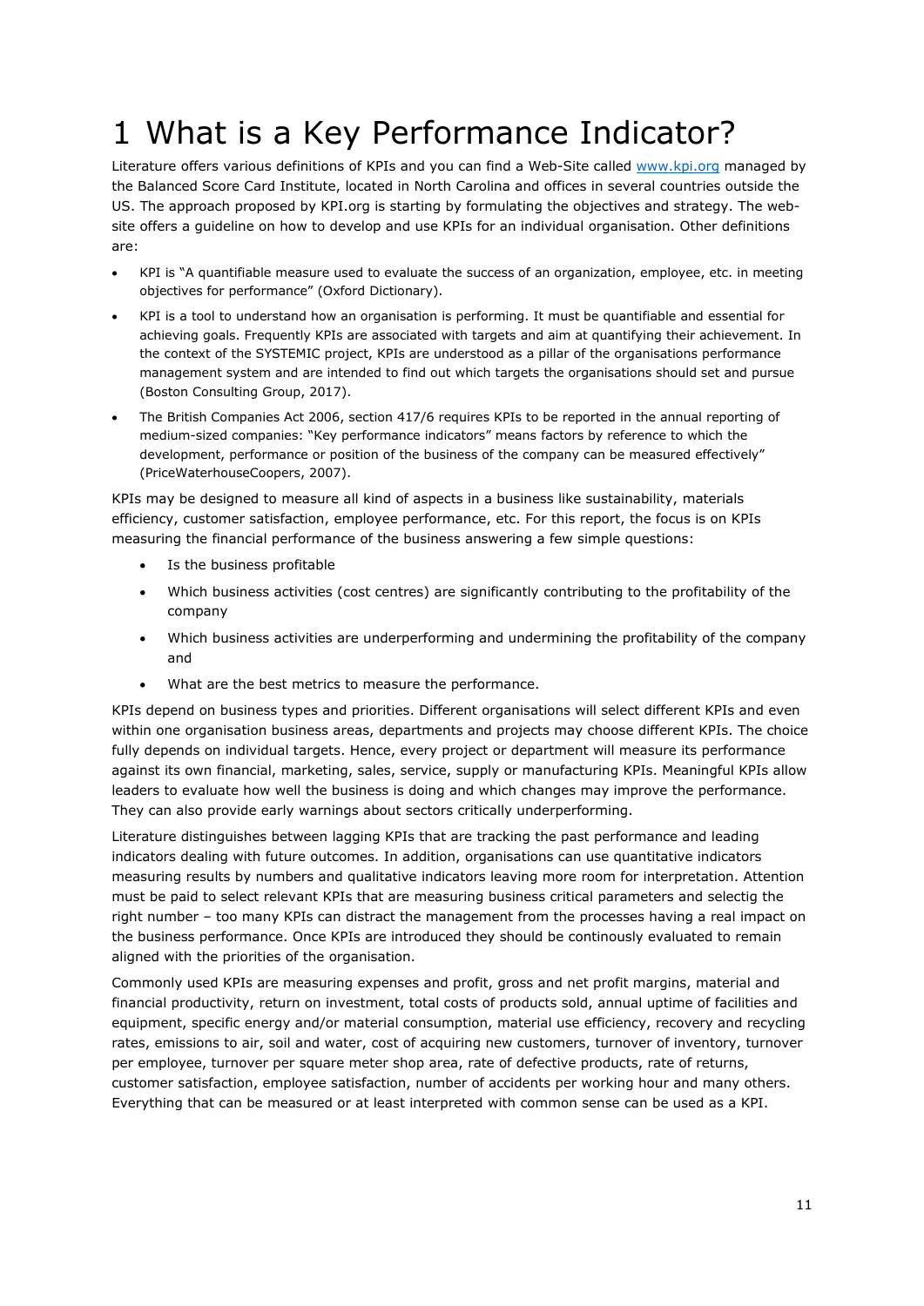# 1 What is a Key Performance Indicator?

Literature offers various definitions of KPIs and you can find a Web-Site called www.kpi.org managed by the Balanced Score Card Institute, located in North Carolina and offices in several countries outside the US. The approach proposed by KPI.org is starting by formulating the objectives and strategy. The web-site offers a guideline on how to develop and use KPIs for an individual organisation. Other definitions are:

- KPI is "A quantifiable measure used to evaluate the success of an organization, employee, etc. in meeting objectives for performance" (Oxford Dictionary).
- KPI is a tool to understand how an organisation is performing. It must be quantifiable and essential for achieving goals. Frequently KPIs are associated with targets and aim at quantifying their achievement. In the context of the SYSTEMIC project, KPIs are understood as a pillar of the organisations performance management system and are intended to find out which targets the organisations should set and pursue (Boston Consulting Group, 2017).
- The British Companies Act 2006, section 417/6 requires KPIs to be reported in the annual reporting of medium-sized companies: "Key performance indicators" means factors by reference to which the development, performance or position of the business of the company can be measured effectively" (PriceWaterhouseCoopers, 2007).

KPIs may be designed to measure all kind of aspects in a business like sustainability, materials efficiency, customer satisfaction, employee performance, etc. For this report, the focus is on KPIs measuring the financial performance of the business answering a few simple questions:

- Is the business profitable
- Which business activities (cost centres) are significantly contributing to the profitability of the company
- Which business activities are underperforming and undermining the profitability of the company and
- What are the best metrics to measure the performance.

KPIs depend on business types and priorities. Different organisations will select different KPIs and even within one organisation business areas, departments and projects may choose different KPIs. The choice fully depends on individual targets. Hence, every project or department will measure its performance against its own financial, marketing, sales, service, supply or manufacturing KPIs. Meaningful KPIs allow leaders to evaluate how well the business is doing and which changes may improve the performance. They can also provide early warnings about sectors critically underperforming.

Literature distinguishes between lagging KPIs that are tracking the past performance and leading indicators dealing with future outcomes. In addition, organisations can use quantitative indicators measuring results by numbers and qualitative indicators leaving more room for interpretation. Attention must be paid to select relevant KPIs that are measuring business critical parameters and selectig the right number – too many KPIs can distract the management from the processes having a real impact on the business performance. Once KPIs are introduced they should be continously evaluated to remain aligned with the priorities of the organisation.

Commonly used KPIs are measuring expenses and profit, gross and net profit margins, material and financial productivity, return on investment, total costs of products sold, annual uptime of facilities and equipment, specific energy and/or material consumption, material use efficiency, recovery and recycling rates, emissions to air, soil and water, cost of acquiring new customers, turnover of inventory, turnover per employee, turnover per square meter shop area, rate of defective products, rate of returns, customer satisfaction, employee satisfaction, number of accidents per working hour and many others. Everything that can be measured or at least interpreted with common sense can be used as a KPI.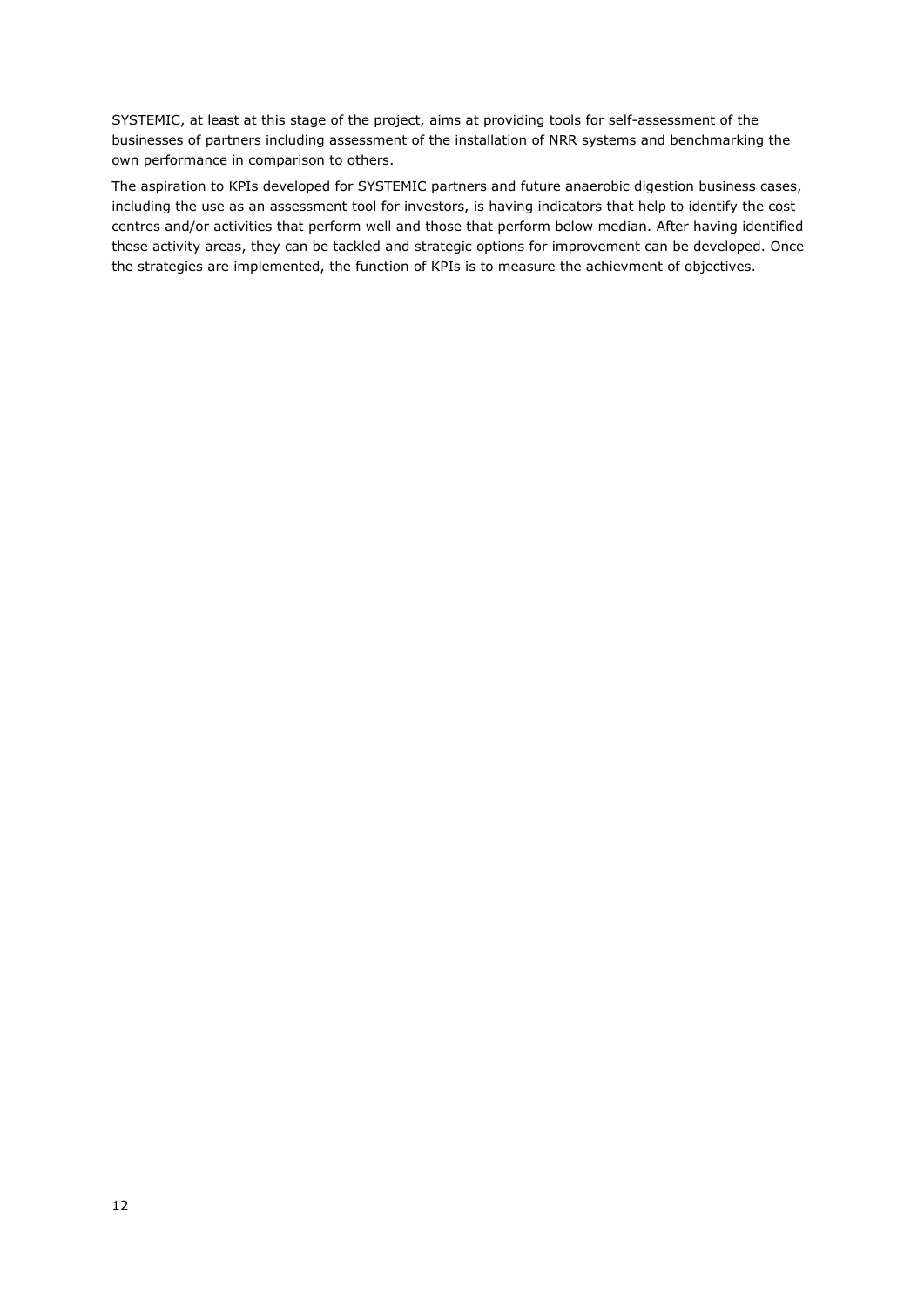SYSTEMIC, at least at this stage of the project, aims at providing tools for self-assessment of the businesses of partners including assessment of the installation of NRR systems and benchmarking the own performance in comparison to others.

The aspiration to KPIs developed for SYSTEMIC partners and future anaerobic digestion business cases, including the use as an assessment tool for investors, is having indicators that help to identify the cost centres and/or activities that perform well and those that perform below median. After having identified these activity areas, they can be tackled and strategic options for improvement can be developed. Once the strategies are implemented, the function of KPIs is to measure the achievment of objectives.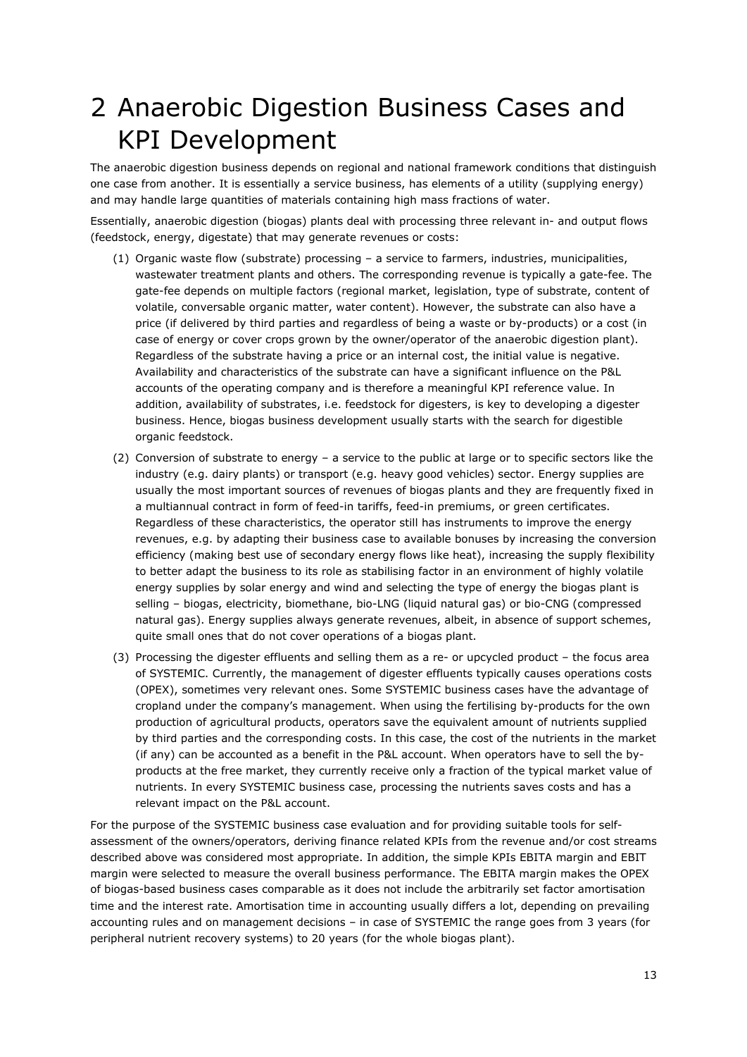# 2 Anaerobic Digestion Business Cases and KPI Development

The anaerobic digestion business depends on regional and national framework conditions that distinguish one case from another. It is essentially a service business, has elements of a utility (supplying energy) and may handle large quantities of materials containing high mass fractions of water.

Essentially, anaerobic digestion (biogas) plants deal with processing three relevant in- and output flows (feedstock, energy, digestate) that may generate revenues or costs:

(1) Organic waste flow (substrate) processing – a service to farmers, industries, municipalities, wastewater treatment plants and others. The corresponding revenue is typically a gate-fee. The gate-fee depends on multiple factors (regional market, legislation, type of substrate, content of volatile, conversable organic matter, water content). However, the substrate can also have a price (if delivered by third parties and regardless of being a waste or by-products) or a cost (in case of energy or cover crops grown by the owner/operator of the anaerobic digestion plant). Regardless of the substrate having a price or an internal cost, the initial value is negative. Availability and characteristics of the substrate can have a significant influence on the P&L accounts of the operating company and is therefore a meaningful KPI reference value. In addition, availability of substrates, i.e. feedstock for digesters, is key to developing a digester business. Hence, biogas business development usually starts with the search for digestible organic feedstock.

(2) Conversion of substrate to energy – a service to the public at large or to specific sectors like the industry (e.g. dairy plants) or transport (e.g. heavy good vehicles) sector. Energy supplies are usually the most important sources of revenues of biogas plants and they are frequently fixed in a multiannual contract in form of feed-in tariffs, feed-in premiums, or green certificates. Regardless of these characteristics, the operator still has instruments to improve the energy revenues, e.g. by adapting their business case to available bonuses by increasing the conversion efficiency (making best use of secondary energy flows like heat), increasing the supply flexibility to better adapt the business to its role as stabilising factor in an environment of highly volatile energy supplies by solar energy and wind and selecting the type of energy the biogas plant is selling – biogas, electricity, biomethane, bio-LNG (liquid natural gas) or bio-CNG (compressed natural gas). Energy supplies always generate revenues, albeit, in absence of support schemes, quite small ones that do not cover operations of a biogas plant.

(3) Processing the digester effluents and selling them as a re- or upcycled product – the focus area of SYSTEMIC. Currently, the management of digester effluents typically causes operations costs (OPEX), sometimes very relevant ones. Some SYSTEMIC business cases have the advantage of cropland under the company's management. When using the fertilising by-products for the own production of agricultural products, operators save the equivalent amount of nutrients supplied by third parties and the corresponding costs. In this case, the cost of the nutrients in the market (if any) can be accounted as a benefit in the P&L account. When operators have to sell the by-products at the free market, they currently receive only a fraction of the typical market value of nutrients. In every SYSTEMIC business case, processing the nutrients saves costs and has a relevant impact on the P&L account.

For the purpose of the SYSTEMIC business case evaluation and for providing suitable tools for self-assessment of the owners/operators, deriving finance related KPIs from the revenue and/or cost streams described above was considered most appropriate. In addition, the simple KPIs EBITA margin and EBIT margin were selected to measure the overall business performance. The EBITA margin makes the OPEX of biogas-based business cases comparable as it does not include the arbitrarily set factor amortisation time and the interest rate. Amortisation time in accounting usually differs a lot, depending on prevailing accounting rules and on management decisions – in case of SYSTEMIC the range goes from 3 years (for peripheral nutrient recovery systems) to 20 years (for the whole biogas plant).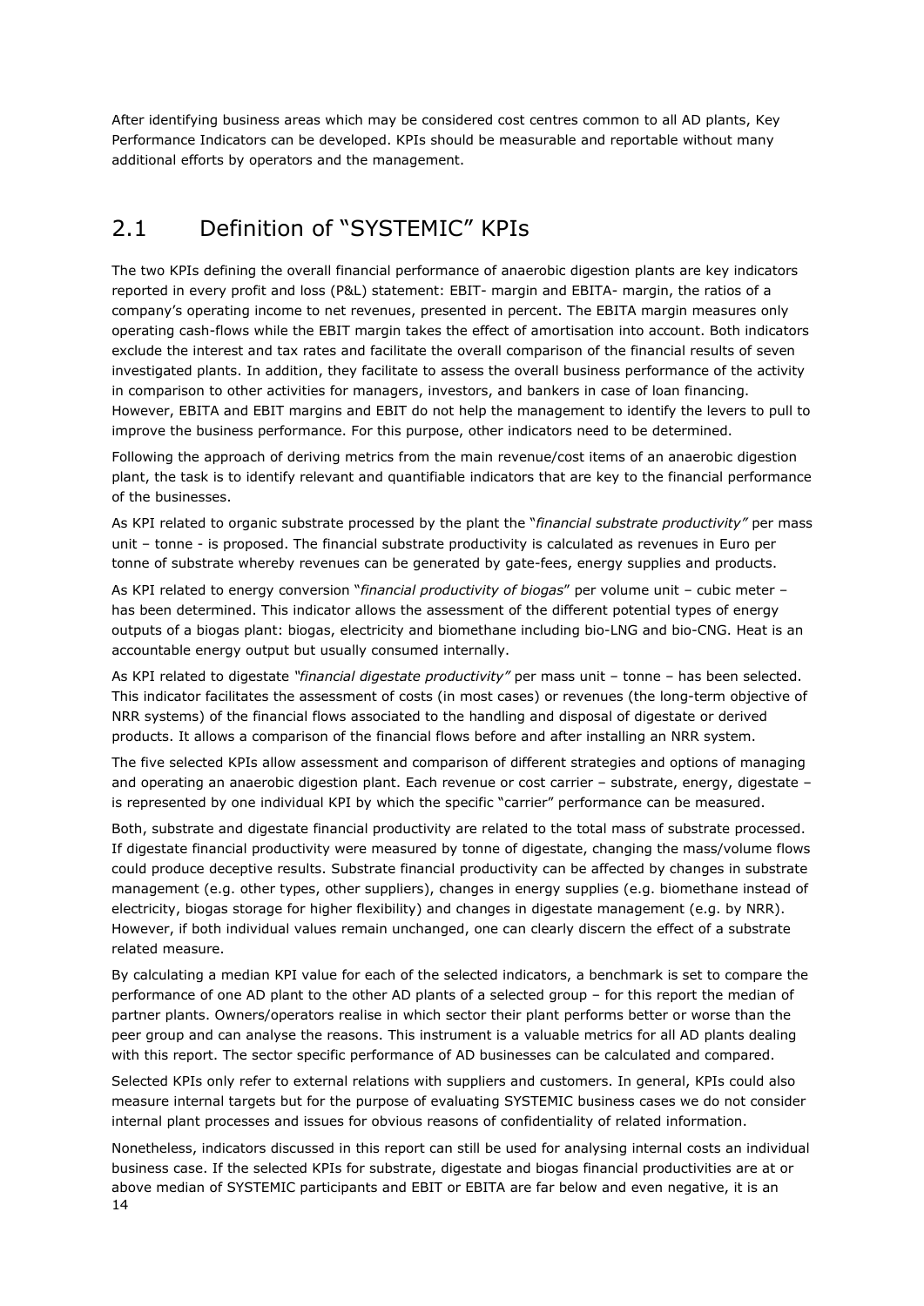After identifying business areas which may be considered cost centres common to all AD plants, Key Performance Indicators can be developed. KPIs should be measurable and reportable without many additional efforts by operators and the management.

## 2.1 Definition of "SYSTEMIC" KPIs

The two KPIs defining the overall financial performance of anaerobic digestion plants are key indicators reported in every profit and loss (P&L) statement: EBIT- margin and EBITA- margin, the ratios of a company's operating income to net revenues, presented in percent. The EBITA margin measures only operating cash-flows while the EBIT margin takes the effect of amortisation into account. Both indicators exclude the interest and tax rates and facilitate the overall comparison of the financial results of seven investigated plants. In addition, they facilitate to assess the overall business performance of the activity in comparison to other activities for managers, investors, and bankers in case of loan financing. However, EBITA and EBIT margins and EBIT do not help the management to identify the levers to pull to improve the business performance. For this purpose, other indicators need to be determined.

Following the approach of deriving metrics from the main revenue/cost items of an anaerobic digestion plant, the task is to identify relevant and quantifiable indicators that are key to the financial performance of the businesses.

As KPI related to organic substrate processed by the plant the "*financial substrate productivity"* per mass unit – tonne - is proposed. The financial substrate productivity is calculated as revenues in Euro per tonne of substrate whereby revenues can be generated by gate-fees, energy supplies and products.

As KPI related to energy conversion "*financial productivity of biogas*" per volume unit – cubic meter – has been determined. This indicator allows the assessment of the different potential types of energy outputs of a biogas plant: biogas, electricity and biomethane including bio-LNG and bio-CNG. Heat is an accountable energy output but usually consumed internally.

As KPI related to digestate *"financial digestate productivity"* per mass unit – tonne – has been selected. This indicator facilitates the assessment of costs (in most cases) or revenues (the long-term objective of NRR systems) of the financial flows associated to the handling and disposal of digestate or derived products. It allows a comparison of the financial flows before and after installing an NRR system.

The five selected KPIs allow assessment and comparison of different strategies and options of managing and operating an anaerobic digestion plant. Each revenue or cost carrier – substrate, energy, digestate – is represented by one individual KPI by which the specific "carrier" performance can be measured.

Both, substrate and digestate financial productivity are related to the total mass of substrate processed. If digestate financial productivity were measured by tonne of digestate, changing the mass/volume flows could produce deceptive results. Substrate financial productivity can be affected by changes in substrate management (e.g. other types, other suppliers), changes in energy supplies (e.g. biomethane instead of electricity, biogas storage for higher flexibility) and changes in digestate management (e.g. by NRR). However, if both individual values remain unchanged, one can clearly discern the effect of a substrate related measure.

By calculating a median KPI value for each of the selected indicators, a benchmark is set to compare the performance of one AD plant to the other AD plants of a selected group – for this report the median of partner plants. Owners/operators realise in which sector their plant performs better or worse than the peer group and can analyse the reasons. This instrument is a valuable metrics for all AD plants dealing with this report. The sector specific performance of AD businesses can be calculated and compared.

Selected KPIs only refer to external relations with suppliers and customers. In general, KPIs could also measure internal targets but for the purpose of evaluating SYSTEMIC business cases we do not consider internal plant processes and issues for obvious reasons of confidentiality of related information.

Nonetheless, indicators discussed in this report can still be used for analysing internal costs an individual business case. If the selected KPIs for substrate, digestate and biogas financial productivities are at or above median of SYSTEMIC participants and EBIT or EBITA are far below and even negative, it is an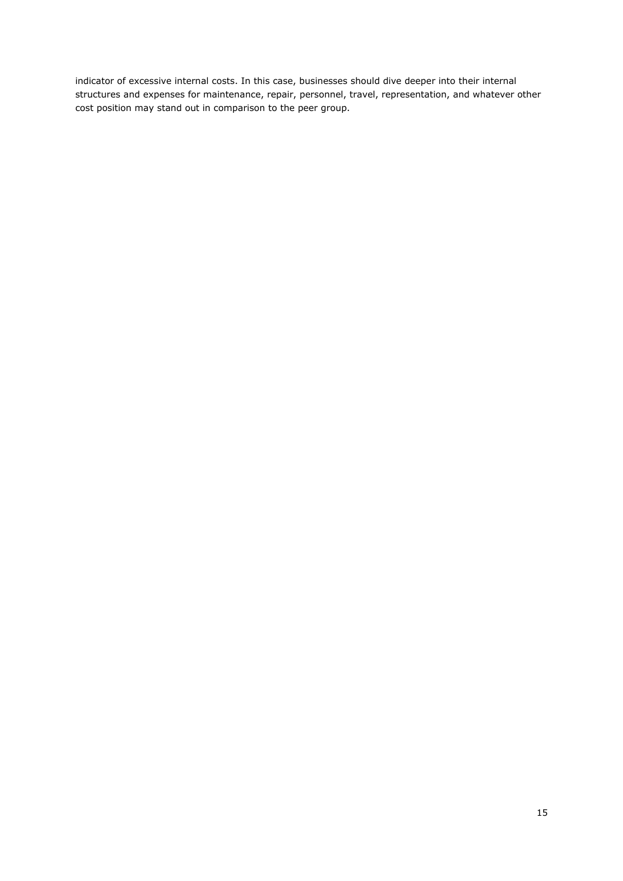indicator of excessive internal costs. In this case, businesses should dive deeper into their internal structures and expenses for maintenance, repair, personnel, travel, representation, and whatever other cost position may stand out in comparison to the peer group.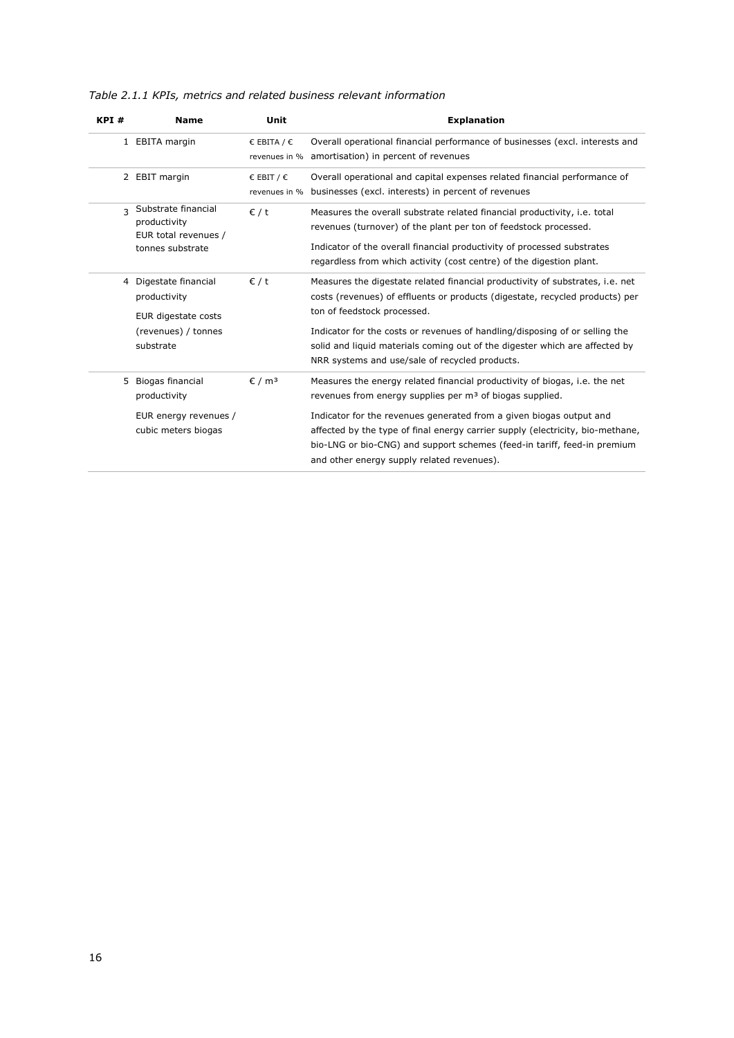*Table 2.1.1 KPIs, metrics and related business relevant information*

| KPI # | Name | Unit | Explanation |
|---|---|---|---|
| 1 | EBITA margin | € EBITA / € revenues in % | Overall operational financial performance of businesses (excl. interests and amortisation) in percent of revenues |
| 2 | EBIT margin | € EBIT / € revenues in % | Overall operational and capital expenses related financial performance of businesses (excl. interests) in percent of revenues |
| 3 | Substrate financial productivity<br>EUR total revenues / tonnes substrate | € / t | Measures the overall substrate related financial productivity, i.e. total revenues (turnover) of the plant per ton of feedstock processed.<br>Indicator of the overall financial productivity of processed substrates regardless from which activity (cost centre) of the digestion plant. |
| 4 | Digestate financial productivity<br>EUR digestate costs (revenues) / tonnes substrate | € / t | Measures the digestate related financial productivity of substrates, i.e. net costs (revenues) of effluents or products (digestate, recycled products) per ton of feedstock processed.<br>Indicator for the costs or revenues of handling/disposing of or selling the solid and liquid materials coming out of the digester which are affected by NRR systems and use/sale of recycled products. |
| 5 | Biogas financial productivity<br>EUR energy revenues / cubic meters biogas | € / m³ | Measures the energy related financial productivity of biogas, i.e. the net revenues from energy supplies per m³ of biogas supplied.<br>Indicator for the revenues generated from a given biogas output and affected by the type of final energy carrier supply (electricity, bio-methane, bio-LNG or bio-CNG) and support schemes (feed-in tariff, feed-in premium and other energy supply related revenues). |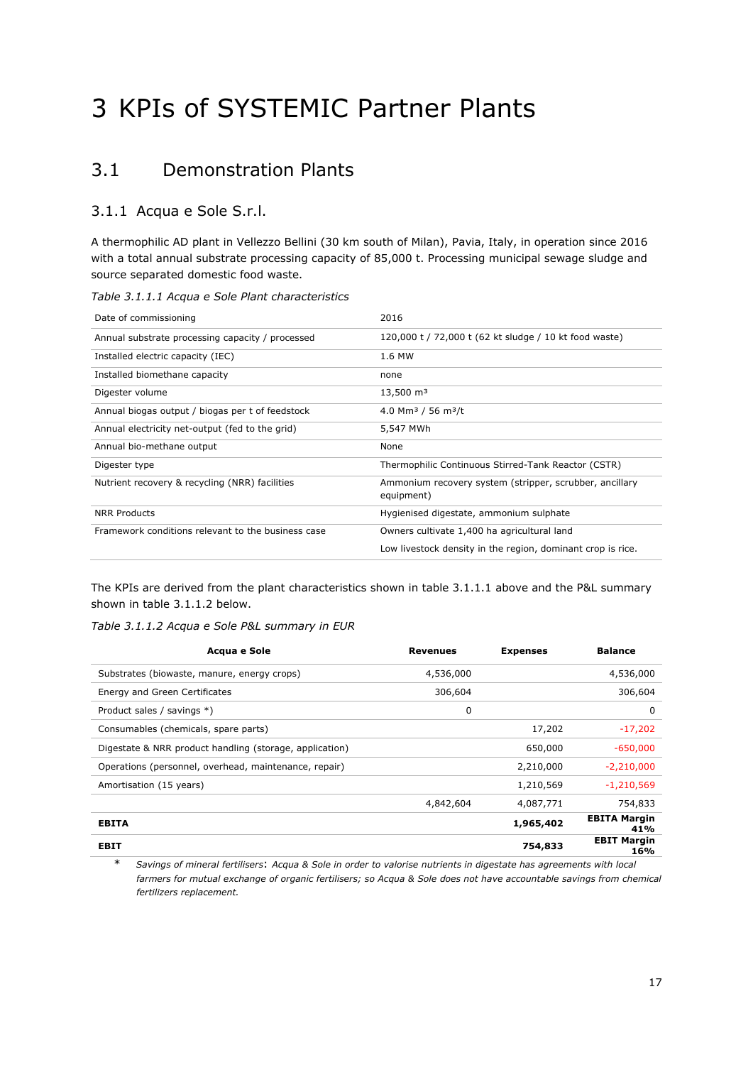# 3 KPIs of SYSTEMIC Partner Plants

## 3.1 Demonstration Plants

### 3.1.1 Acqua e Sole S.r.l.

A thermophilic AD plant in Vellezzo Bellini (30 km south of Milan), Pavia, Italy, in operation since 2016 with a total annual substrate processing capacity of 85,000 t. Processing municipal sewage sludge and source separated domestic food waste.

*Table 3.1.1.1 Acqua e Sole Plant characteristics*

| | |
|---|---|
| Date of commissioning | 2016 |
| Annual substrate processing capacity / processed | 120,000 t / 72,000 t (62 kt sludge / 10 kt food waste) |
| Installed electric capacity (IEC) | 1.6 MW |
| Installed biomethane capacity | none |
| Digester volume | 13,500 m³ |
| Annual biogas output / biogas per t of feedstock | 4.0 Mm³ / 56 m³/t |
| Annual electricity net-output (fed to the grid) | 5,547 MWh |
| Annual bio-methane output | None |
| Digester type | Thermophilic Continuous Stirred-Tank Reactor (CSTR) |
| Nutrient recovery & recycling (NRR) facilities | Ammonium recovery system (stripper, scrubber, ancillary equipment) |
| NRR Products | Hygienised digestate, ammonium sulphate |
| Framework conditions relevant to the business case | Owners cultivate 1,400 ha agricultural land |
| | Low livestock density in the region, dominant crop is rice. |

The KPIs are derived from the plant characteristics shown in table 3.1.1.1 above and the P&L summary shown in table 3.1.1.2 below.

*Table 3.1.1.2 Acqua e Sole P&L summary in EUR*

| Acqua e Sole | Revenues | Expenses | Balance |
|---|---|---|---|
| Substrates (biowaste, manure, energy crops) | 4,536,000 | | 4,536,000 |
| Energy and Green Certificates | 306,604 | | 306,604 |
| Product sales / savings *) | 0 | | 0 |
| Consumables (chemicals, spare parts) | | 17,202 | -17,202 |
| Digestate & NRR product handling (storage, application) | | 650,000 | -650,000 |
| Operations (personnel, overhead, maintenance, repair) | | 2,210,000 | -2,210,000 |
| Amortisation (15 years) | | 1,210,569 | -1,210,569 |
| | 4,842,604 | 4,087,771 | 754,833 |
| **EBITA** | | **1,965,402** | **EBITA Margin 41%** |
| **EBIT** | | **754,833** | **EBIT Margin 16%** |

\* *Savings of mineral fertilisers: Acqua & Sole in order to valorise nutrients in digestate has agreements with local farmers for mutual exchange of organic fertilisers; so Acqua & Sole does not have accountable savings from chemical fertilizers replacement.*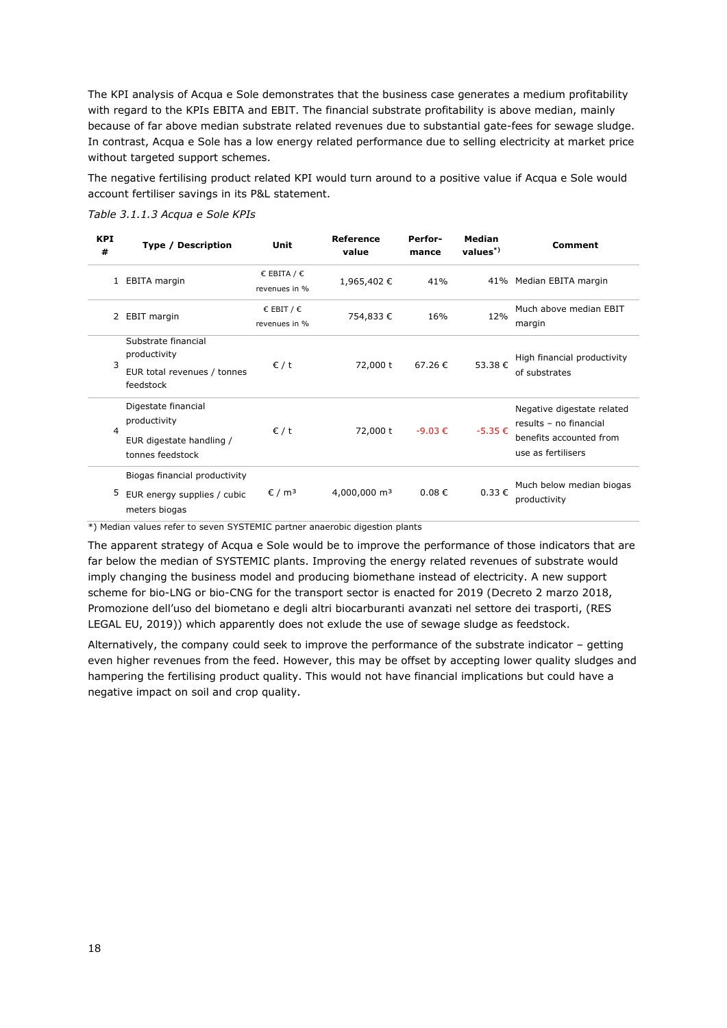The KPI analysis of Acqua e Sole demonstrates that the business case generates a medium profitability with regard to the KPIs EBITA and EBIT. The financial substrate profitability is above median, mainly because of far above median substrate related revenues due to substantial gate-fees for sewage sludge. In contrast, Acqua e Sole has a low energy related performance due to selling electricity at market price without targeted support schemes.

The negative fertilising product related KPI would turn around to a positive value if Acqua e Sole would account fertiliser savings in its P&L statement.

*Table 3.1.1.3 Acqua e Sole KPIs*

| KPI # | Type / Description | Unit | Reference value | Perfor-mance | Median values*) | Comment |
|---|---|---|---|---|---|---|
| 1 | EBITA margin | € EBITA / € revenues in % | 1,965,402 € | 41% | 41% | Median EBITA margin |
| 2 | EBIT margin | € EBIT / € revenues in % | 754,833 € | 16% | 12% | Much above median EBIT margin |
| 3 | Substrate financial productivity<br>EUR total revenues / tonnes feedstock | € / t | 72,000 t | 67.26 € | 53.38 € | High financial productivity of substrates |
| 4 | Digestate financial productivity<br>EUR digestate handling / tonnes feedstock | € / t | 72,000 t | -9.03 € | -5.35 € | Negative digestate related results – no financial benefits accounted from use as fertilisers |
| 5 | Biogas financial productivity<br>EUR energy supplies / cubic meters biogas | € / m³ | 4,000,000 m³ | 0.08 € | 0.33 € | Much below median biogas productivity |

*) Median values refer to seven SYSTEMIC partner anaerobic digestion plants

The apparent strategy of Acqua e Sole would be to improve the performance of those indicators that are far below the median of SYSTEMIC plants. Improving the energy related revenues of substrate would imply changing the business model and producing biomethane instead of electricity. A new support scheme for bio-LNG or bio-CNG for the transport sector is enacted for 2019 (Decreto 2 marzo 2018, Promozione dell'uso del biometano e degli altri biocarburanti avanzati nel settore dei trasporti, (RES LEGAL EU, 2019)) which apparently does not exlude the use of sewage sludge as feedstock.

Alternatively, the company could seek to improve the performance of the substrate indicator – getting even higher revenues from the feed. However, this may be offset by accepting lower quality sludges and hampering the fertilising product quality. This would not have financial implications but could have a negative impact on soil and crop quality.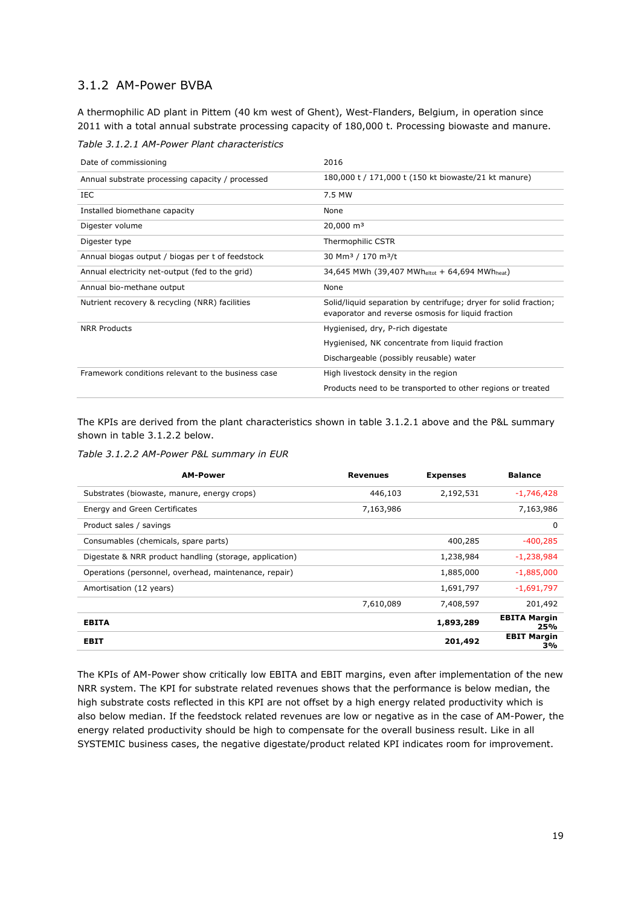### 3.1.2 AM-Power BVBA

A thermophilic AD plant in Pittem (40 km west of Ghent), West-Flanders, Belgium, in operation since 2011 with a total annual substrate processing capacity of 180,000 t. Processing biowaste and manure.

*Table 3.1.2.1 AM-Power Plant characteristics*

| | |
|---|---|
| Date of commissioning | 2016 |
| Annual substrate processing capacity / processed | 180,000 t / 171,000 t (150 kt biowaste/21 kt manure) |
| IEC | 7.5 MW |
| Installed biomethane capacity | None |
| Digester volume | 20,000 m³ |
| Digester type | Thermophilic CSTR |
| Annual biogas output / biogas per t of feedstock | 30 Mm³ / 170 m³/t |
| Annual electricity net-output (fed to the grid) | 34,645 MWh (39,407 $MWh_{eltot}$ + 64,694 $MWh_{heat}$) |
| Annual bio-methane output | None |
| Nutrient recovery & recycling (NRR) facilities | Solid/liquid separation by centrifuge; dryer for solid fraction; evaporator and reverse osmosis for liquid fraction |
| NRR Products | Hygienised, dry, P-rich digestate<br>Hygienised, NK concentrate from liquid fraction<br>Dischargeable (possibly reusable) water |
| Framework conditions relevant to the business case | High livestock density in the region<br>Products need to be transported to other regions or treated |

The KPIs are derived from the plant characteristics shown in table 3.1.2.1 above and the P&L summary shown in table 3.1.2.2 below.

*Table 3.1.2.2 AM-Power P&L summary in EUR*

| AM-Power | Revenues | Expenses | Balance |
|---|---|---|---|
| Substrates (biowaste, manure, energy crops) | 446,103 | 2,192,531 | -1,746,428 |
| Energy and Green Certificates | 7,163,986 | | 7,163,986 |
| Product sales / savings | | | 0 |
| Consumables (chemicals, spare parts) | | 400,285 | -400,285 |
| Digestate & NRR product handling (storage, application) | | 1,238,984 | -1,238,984 |
| Operations (personnel, overhead, maintenance, repair) | | 1,885,000 | -1,885,000 |
| Amortisation (12 years) | | 1,691,797 | -1,691,797 |
| | 7,610,089 | 7,408,597 | 201,492 |
| **EBITA** | | **1,893,289** | **EBITA Margin 25%** |
| **EBIT** | | **201,492** | **EBIT Margin 3%** |

The KPIs of AM-Power show critically low EBITA and EBIT margins, even after implementation of the new NRR system. The KPI for substrate related revenues shows that the performance is below median, the high substrate costs reflected in this KPI are not offset by a high energy related productivity which is also below median. If the feedstock related revenues are low or negative as in the case of AM-Power, the energy related productivity should be high to compensate for the overall business result. Like in all SYSTEMIC business cases, the negative digestate/product related KPI indicates room for improvement.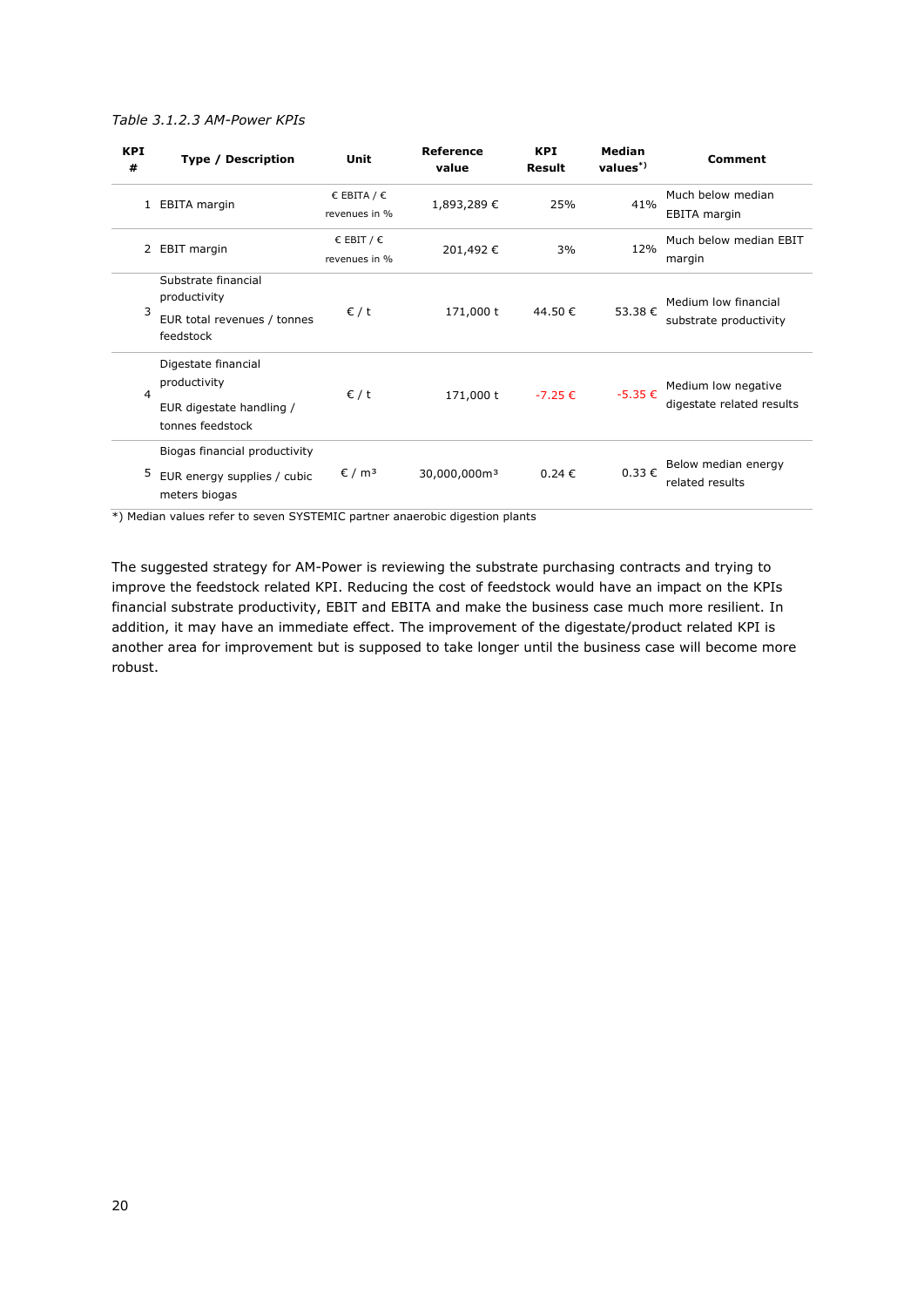*Table 3.1.2.3 AM-Power KPIs*

| KPI # | Type / Description | Unit | Reference value | KPI Result | Median values*) | Comment |
|---|---|---|---|---|---|---|
| 1 | EBITA margin | € EBITA / € revenues in % | 1,893,289 € | 25% | 41% | Much below median EBITA margin |
| 2 | EBIT margin | € EBIT / € revenues in % | 201,492 € | 3% | 12% | Much below median EBIT margin |
| 3 | Substrate financial productivity<br>EUR total revenues / tonnes feedstock | € / t | 171,000 t | 44.50 € | 53.38 € | Medium low financial substrate productivity |
| 4 | Digestate financial productivity<br>EUR digestate handling / tonnes feedstock | € / t | 171,000 t | -7.25 € | -5.35 € | Medium low negative digestate related results |
| 5 | Biogas financial productivity<br>EUR energy supplies / cubic meters biogas | € / m³ | 30,000,000m³ | 0.24 € | 0.33 € | Below median energy related results |

*) Median values refer to seven SYSTEMIC partner anaerobic digestion plants

The suggested strategy for AM-Power is reviewing the substrate purchasing contracts and trying to improve the feedstock related KPI. Reducing the cost of feedstock would have an impact on the KPIs financial substrate productivity, EBIT and EBITA and make the business case much more resilient. In addition, it may have an immediate effect. The improvement of the digestate/product related KPI is another area for improvement but is supposed to take longer until the business case will become more robust.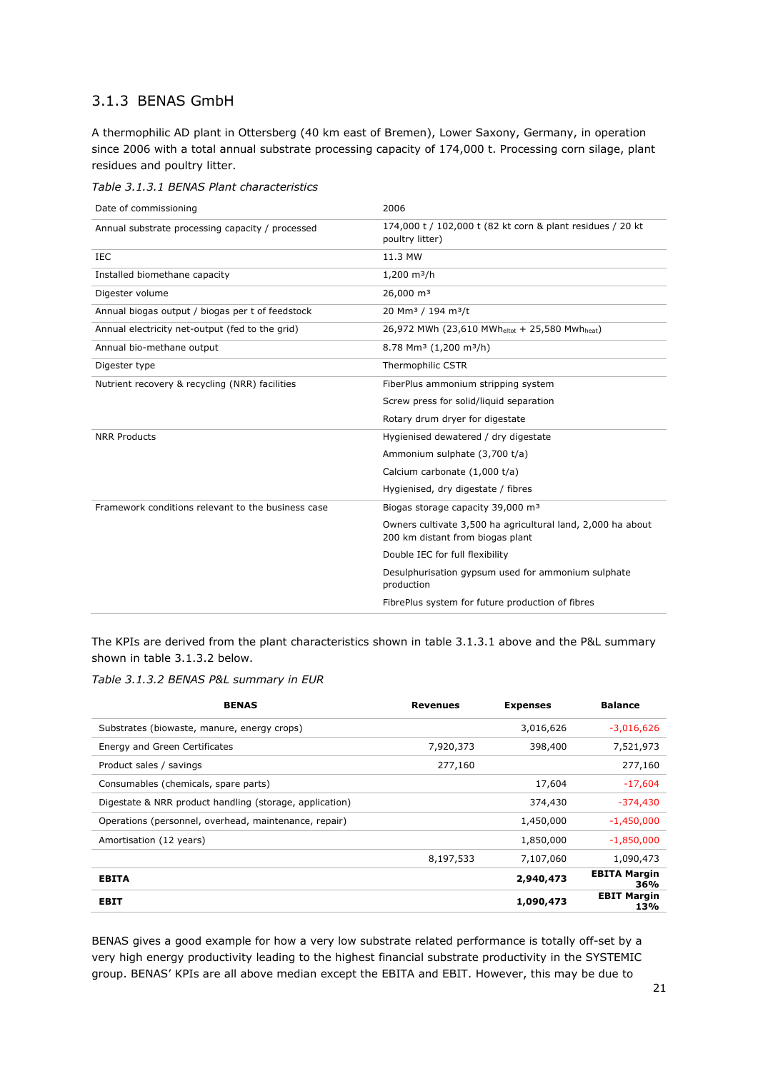### 3.1.3 BENAS GmbH

A thermophilic AD plant in Ottersberg (40 km east of Bremen), Lower Saxony, Germany, in operation since 2006 with a total annual substrate processing capacity of 174,000 t. Processing corn silage, plant residues and poultry litter.

*Table 3.1.3.1 BENAS Plant characteristics*

| | |
|---|---|
| Date of commissioning | 2006 |
| Annual substrate processing capacity / processed | 174,000 t / 102,000 t (82 kt corn & plant residues / 20 kt poultry litter) |
| IEC | 11.3 MW |
| Installed biomethane capacity | 1,200 m³/h |
| Digester volume | 26,000 m³ |
| Annual biogas output / biogas per t of feedstock | 20 Mm³ / 194 m³/t |
| Annual electricity net-output (fed to the grid) | 26,972 MWh (23,610 $MWh_{eltot}$ + 25,580 $Mwh_{heat}$) |
| Annual bio-methane output | 8.78 Mm³ (1,200 m³/h) |
| Digester type | Thermophilic CSTR |
| Nutrient recovery & recycling (NRR) facilities | FiberPlus ammonium stripping system |
| | Screw press for solid/liquid separation |
| | Rotary drum dryer for digestate |
| NRR Products | Hygienised dewatered / dry digestate |
| | Ammonium sulphate (3,700 t/a) |
| | Calcium carbonate (1,000 t/a) |
| | Hygienised, dry digestate / fibres |
| Framework conditions relevant to the business case | Biogas storage capacity 39,000 m³ |
| | Owners cultivate 3,500 ha agricultural land, 2,000 ha about 200 km distant from biogas plant |
| | Double IEC for full flexibility |
| | Desulphurisation gypsum used for ammonium sulphate production |
| | FibrePlus system for future production of fibres |

The KPIs are derived from the plant characteristics shown in table 3.1.3.1 above and the P&L summary shown in table 3.1.3.2 below.

*Table 3.1.3.2 BENAS P&L summary in EUR*

| BENAS | Revenues | Expenses | Balance |
|---|---|---|---|
| Substrates (biowaste, manure, energy crops) | | 3,016,626 | -3,016,626 |
| Energy and Green Certificates | 7,920,373 | 398,400 | 7,521,973 |
| Product sales / savings | 277,160 | | 277,160 |
| Consumables (chemicals, spare parts) | | 17,604 | -17,604 |
| Digestate & NRR product handling (storage, application) | | 374,430 | -374,430 |
| Operations (personnel, overhead, maintenance, repair) | | 1,450,000 | -1,450,000 |
| Amortisation (12 years) | | 1,850,000 | -1,850,000 |
| | 8,197,533 | 7,107,060 | 1,090,473 |
| **EBITA** | | **2,940,473** | **EBITA Margin 36%** |
| **EBIT** | | **1,090,473** | **EBIT Margin 13%** |

BENAS gives a good example for how a very low substrate related performance is totally off-set by a very high energy productivity leading to the highest financial substrate productivity in the SYSTEMIC group. BENAS' KPIs are all above median except the EBITA and EBIT. However, this may be due to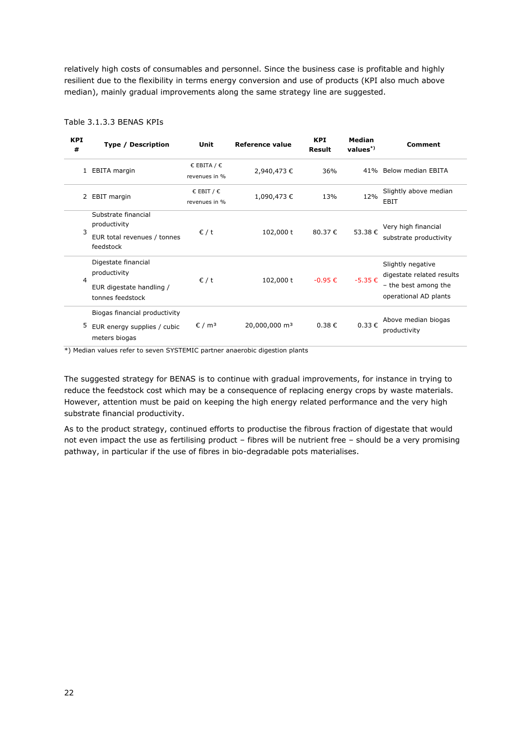relatively high costs of consumables and personnel. Since the business case is profitable and highly resilient due to the flexibility in terms energy conversion and use of products (KPI also much above median), mainly gradual improvements along the same strategy line are suggested.

Table 3.1.3.3 BENAS KPIs

| KPI # | Type / Description | Unit | Reference value | KPI Result | Median values*) | Comment |
|---|---|---|---|---|---|---|
| 1 | EBITA margin | € EBITA / € revenues in % | 2,940,473 € | 36% | 41% | Below median EBITA |
| 2 | EBIT margin | € EBIT / € revenues in % | 1,090,473 € | 13% | 12% | Slightly above median EBIT |
| 3 | Substrate financial productivity<br>EUR total revenues / tonnes feedstock | € / t | 102,000 t | 80.37 € | 53.38 € | Very high financial substrate productivity |
| 4 | Digestate financial productivity<br>EUR digestate handling / tonnes feedstock | € / t | 102,000 t | -0.95 € | -5.35 € | Slightly negative digestate related results – the best among the operational AD plants |
| 5 | Biogas financial productivity<br>EUR energy supplies / cubic meters biogas | € / m³ | 20,000,000 m³ | 0.38 € | 0.33 € | Above median biogas productivity |

*) Median values refer to seven SYSTEMIC partner anaerobic digestion plants

The suggested strategy for BENAS is to continue with gradual improvements, for instance in trying to reduce the feedstock cost which may be a consequence of replacing energy crops by waste materials. However, attention must be paid on keeping the high energy related performance and the very high substrate financial productivity.

As to the product strategy, continued efforts to productise the fibrous fraction of digestate that would not even impact the use as fertilising product – fibres will be nutrient free – should be a very promising pathway, in particular if the use of fibres in bio-degradable pots materialises.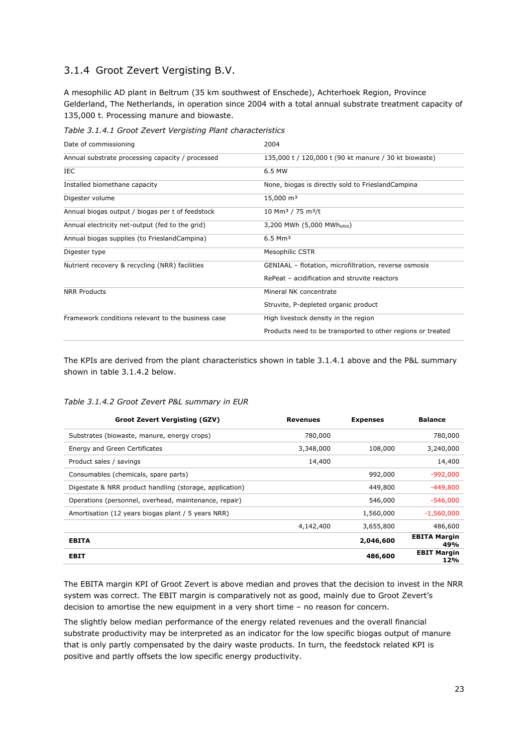### 3.1.4 Groot Zevert Vergisting B.V.

A mesophilic AD plant in Beltrum (35 km southwest of Enschede), Achterhoek Region, Province Gelderland, The Netherlands, in operation since 2004 with a total annual substrate treatment capacity of 135,000 t. Processing manure and biowaste.

*Table 3.1.4.1 Groot Zevert Vergisting Plant characteristics*

| | |
|---|---|
| Date of commissioning | 2004 |
| Annual substrate processing capacity / processed | 135,000 t / 120,000 t (90 kt manure / 30 kt biowaste) |
| IEC | 6.5 MW |
| Installed biomethane capacity | None, biogas is directly sold to FrieslandCampina |
| Digester volume | 15,000 m³ |
| Annual biogas output / biogas per t of feedstock | 10 Mm³ / 75 m³/t |
| Annual electricity net-output (fed to the grid) | 3,200 MWh (5,000 $MWh_{eltot}$) |
| Annual biogas supplies (to FrieslandCampina) | 6.5 Mm³ |
| Digester type | Mesophilic CSTR |
| Nutrient recovery & recycling (NRR) facilities | GENIAAL – flotation, microfiltration, reverse osmosis<br>RePeat – acidification and struvite reactors |
| NRR Products | Mineral NK concentrate<br>Struvite, P-depleted organic product |
| Framework conditions relevant to the business case | High livestock density in the region<br>Products need to be transported to other regions or treated |

The KPIs are derived from the plant characteristics shown in table 3.1.4.1 above and the P&L summary shown in table 3.1.4.2 below.

*Table 3.1.4.2 Groot Zevert P&L summary in EUR*

| Groot Zevert Vergisting (GZV) | Revenues | Expenses | Balance |
|---|---|---|---|
| Substrates (biowaste, manure, energy crops) | 780,000 | | 780,000 |
| Energy and Green Certificates | 3,348,000 | 108,000 | 3,240,000 |
| Product sales / savings | 14,400 | | 14,400 |
| Consumables (chemicals, spare parts) | | 992,000 | -992,000 |
| Digestate & NRR product handling (storage, application) | | 449,800 | -449,800 |
| Operations (personnel, overhead, maintenance, repair) | | 546,000 | -546,000 |
| Amortisation (12 years biogas plant / 5 years NRR) | | 1,560,000 | -1,560,000 |
| | 4,142,400 | 3,655,800 | 486,600 |
| **EBITA** | | **2,046,600** | **EBITA Margin 49%** |
| **EBIT** | | **486,600** | **EBIT Margin 12%** |

The EBITA margin KPI of Groot Zevert is above median and proves that the decision to invest in the NRR system was correct. The EBIT margin is comparatively not as good, mainly due to Groot Zevert's decision to amortise the new equipment in a very short time – no reason for concern.

The slightly below median performance of the energy related revenues and the overall financial substrate productivity may be interpreted as an indicator for the low specific biogas output of manure that is only partly compensated by the dairy waste products. In turn, the feedstock related KPI is positive and partly offsets the low specific energy productivity.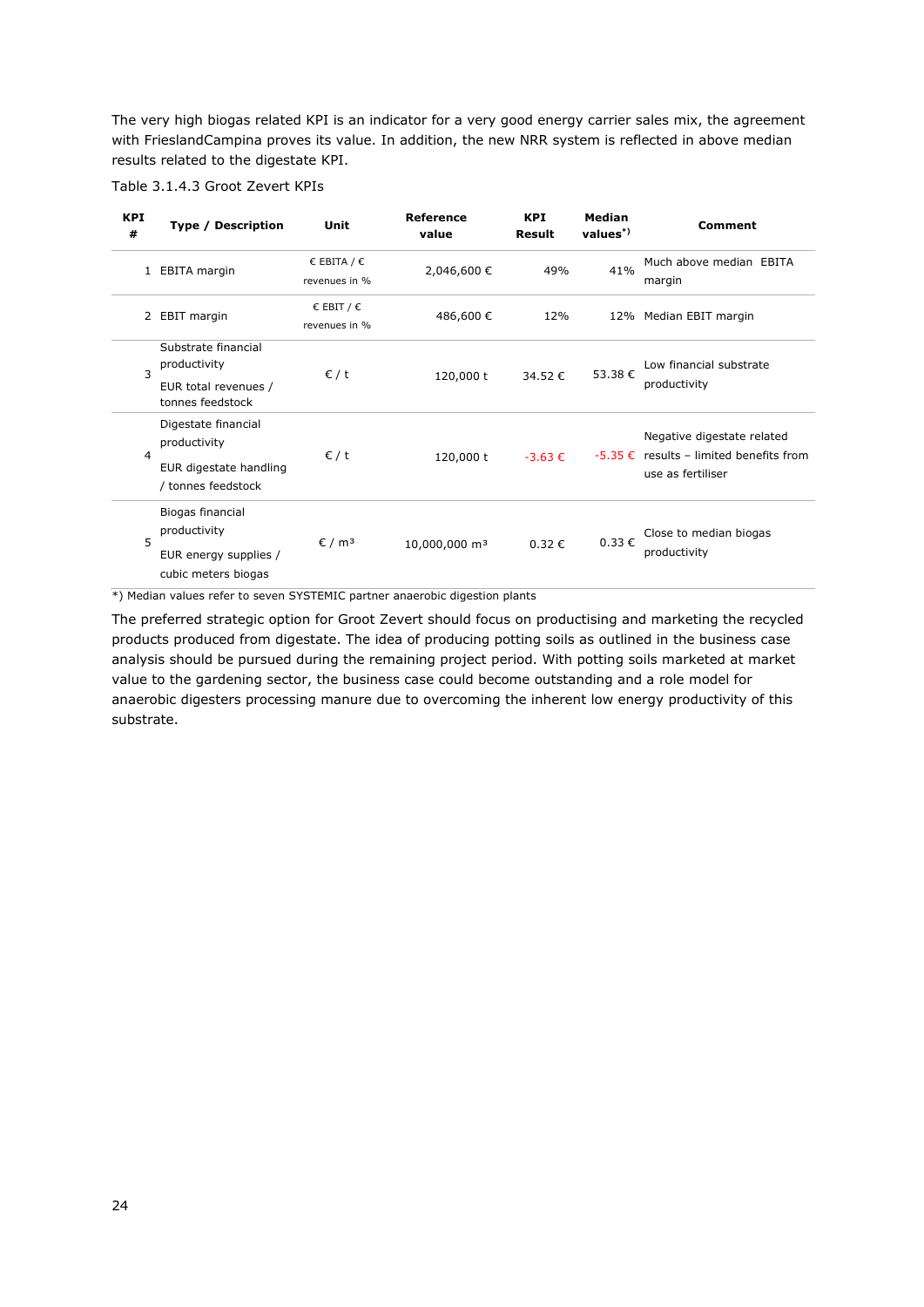The very high biogas related KPI is an indicator for a very good energy carrier sales mix, the agreement with FrieslandCampina proves its value. In addition, the new NRR system is reflected in above median results related to the digestate KPI.

Table 3.1.4.3 Groot Zevert KPIs

| KPI # | Type / Description | Unit | Reference value | KPI Result | Median values*) | Comment |
|---|---|---|---|---|---|---|
| 1 | EBITA margin | € EBITA / € revenues in % | 2,046,600 € | 49% | 41% | Much above median EBITA margin |
| 2 | EBIT margin | € EBIT / € revenues in % | 486,600 € | 12% | 12% | Median EBIT margin |
| 3 | Substrate financial productivity<br>EUR total revenues / tonnes feedstock | € / t | 120,000 t | 34.52 € | 53.38 € | Low financial substrate productivity |
| 4 | Digestate financial productivity<br>EUR digestate handling / tonnes feedstock | € / t | 120,000 t | -3.63 € | -5.35 € | Negative digestate related results – limited benefits from use as fertiliser |
| 5 | Biogas financial productivity<br>EUR energy supplies / cubic meters biogas | € / m³ | 10,000,000 m³ | 0.32 € | 0.33 € | Close to median biogas productivity |

*) Median values refer to seven SYSTEMIC partner anaerobic digestion plants

The preferred strategic option for Groot Zevert should focus on productising and marketing the recycled products produced from digestate. The idea of producing potting soils as outlined in the business case analysis should be pursued during the remaining project period. With potting soils marketed at market value to the gardening sector, the business case could become outstanding and a role model for anaerobic digesters processing manure due to overcoming the inherent low energy productivity of this substrate.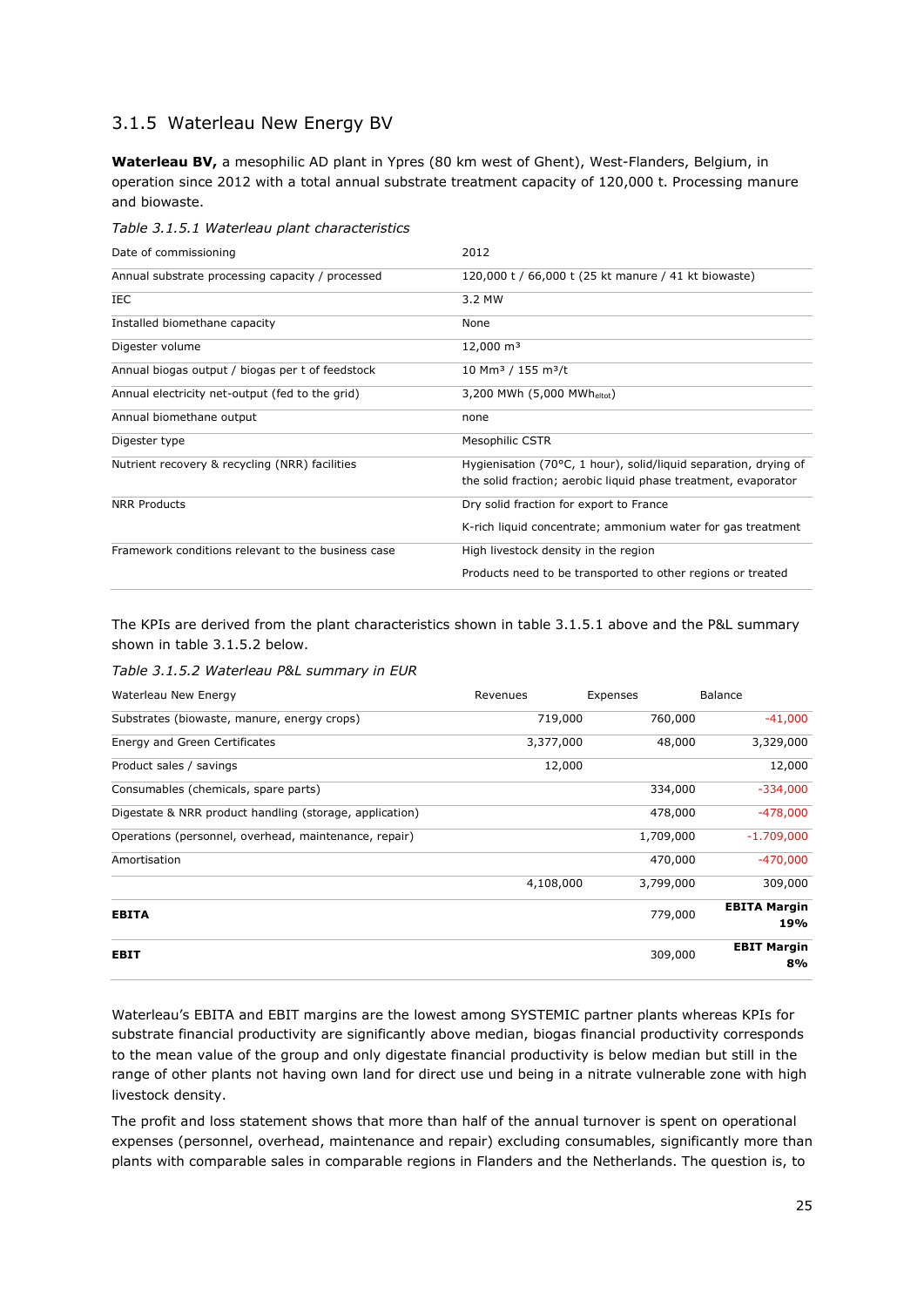### 3.1.5 Waterleau New Energy BV

**Waterleau BV,** a mesophilic AD plant in Ypres (80 km west of Ghent), West-Flanders, Belgium, in operation since 2012 with a total annual substrate treatment capacity of 120,000 t. Processing manure and biowaste.

*Table 3.1.5.1 Waterleau plant characteristics*

| | |
|---|---|
| Date of commissioning | 2012 |
| Annual substrate processing capacity / processed | 120,000 t / 66,000 t (25 kt manure / 41 kt biowaste) |
| IEC | 3.2 MW |
| Installed biomethane capacity | None |
| Digester volume | 12,000 m³ |
| Annual biogas output / biogas per t of feedstock | 10 Mm³ / 155 m³/t |
| Annual electricity net-output (fed to the grid) | 3,200 MWh (5,000 $MWh_{eltot}$) |
| Annual biomethane output | none |
| Digester type | Mesophilic CSTR |
| Nutrient recovery & recycling (NRR) facilities | Hygienisation (70°C, 1 hour), solid/liquid separation, drying of the solid fraction; aerobic liquid phase treatment, evaporator |
| NRR Products | Dry solid fraction for export to France<br>K-rich liquid concentrate; ammonium water for gas treatment |
| Framework conditions relevant to the business case | High livestock density in the region<br>Products need to be transported to other regions or treated |

The KPIs are derived from the plant characteristics shown in table 3.1.5.1 above and the P&L summary shown in table 3.1.5.2 below.

*Table 3.1.5.2 Waterleau P&L summary in EUR*

| Waterleau New Energy | Revenues | Expenses | Balance |
|---|---|---|---|
| Substrates (biowaste, manure, energy crops) | 719,000 | 760,000 | -41,000 |
| Energy and Green Certificates | 3,377,000 | 48,000 | 3,329,000 |
| Product sales / savings | 12,000 | | 12,000 |
| Consumables (chemicals, spare parts) | | 334,000 | -334,000 |
| Digestate & NRR product handling (storage, application) | | 478,000 | -478,000 |
| Operations (personnel, overhead, maintenance, repair) | | 1,709,000 | -1.709,000 |
| Amortisation | | 470,000 | -470,000 |
| | 4,108,000 | 3,799,000 | 309,000 |
| **EBITA** | | 779,000 | **EBITA Margin 19%** |
| **EBIT** | | 309,000 | **EBIT Margin 8%** |

Waterleau's EBITA and EBIT margins are the lowest among SYSTEMIC partner plants whereas KPIs for substrate financial productivity are significantly above median, biogas financial productivity corresponds to the mean value of the group and only digestate financial productivity is below median but still in the range of other plants not having own land for direct use und being in a nitrate vulnerable zone with high livestock density.

The profit and loss statement shows that more than half of the annual turnover is spent on operational expenses (personnel, overhead, maintenance and repair) excluding consumables, significantly more than plants with comparable sales in comparable regions in Flanders and the Netherlands. The question is, to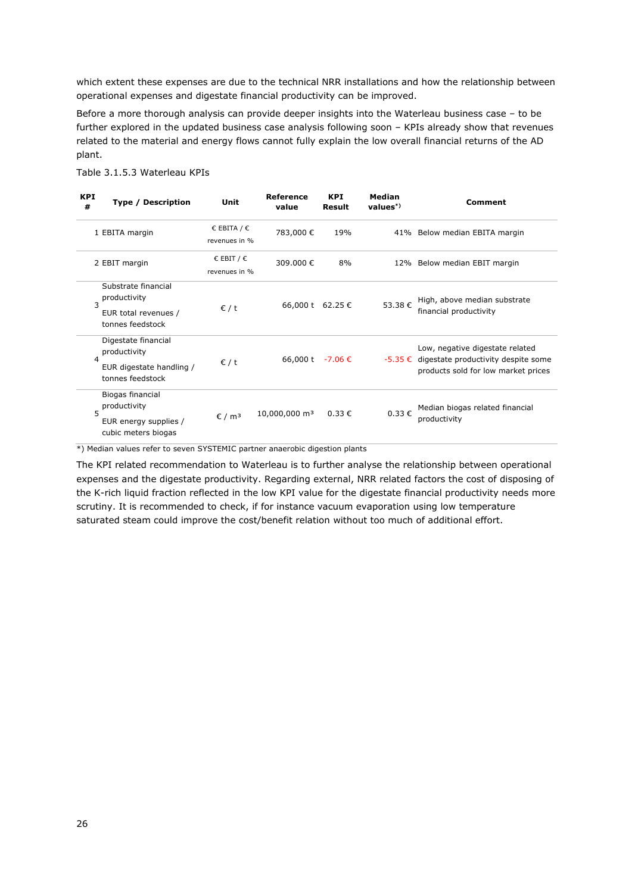which extent these expenses are due to the technical NRR installations and how the relationship between operational expenses and digestate financial productivity can be improved.

Before a more thorough analysis can provide deeper insights into the Waterleau business case – to be further explored in the updated business case analysis following soon – KPIs already show that revenues related to the material and energy flows cannot fully explain the low overall financial returns of the AD plant.

Table 3.1.5.3 Waterleau KPIs

| KPI # | Type / Description | Unit | Reference value | KPI Result | Median values*) | Comment |
|---|---|---|---|---|---|---|
| 1 | EBITA margin | € EBITA / € revenues in % | 783,000 € | 19% | 41% | Below median EBITA margin |
| 2 | EBIT margin | € EBIT / € revenues in % | 309.000 € | 8% | 12% | Below median EBIT margin |
| 3 | Substrate financial productivity<br>EUR total revenues / tonnes feedstock | € / t | 66,000 t | 62.25 € | 53.38 € | High, above median substrate financial productivity |
| 4 | Digestate financial productivity<br>EUR digestate handling / tonnes feedstock | € / t | 66,000 t | -7.06 € | -5.35 € | Low, negative digestate related digestate productivity despite some products sold for low market prices |
| 5 | Biogas financial productivity<br>EUR energy supplies / cubic meters biogas | € / m³ | 10,000,000 m³ | 0.33 € | 0.33 € | Median biogas related financial productivity |

*) Median values refer to seven SYSTEMIC partner anaerobic digestion plants

The KPI related recommendation to Waterleau is to further analyse the relationship between operational expenses and the digestate productivity. Regarding external, NRR related factors the cost of disposing of the K-rich liquid fraction reflected in the low KPI value for the digestate financial productivity needs more scrutiny. It is recommended to check, if for instance vacuum evaporation using low temperature saturated steam could improve the cost/benefit relation without too much of additional effort.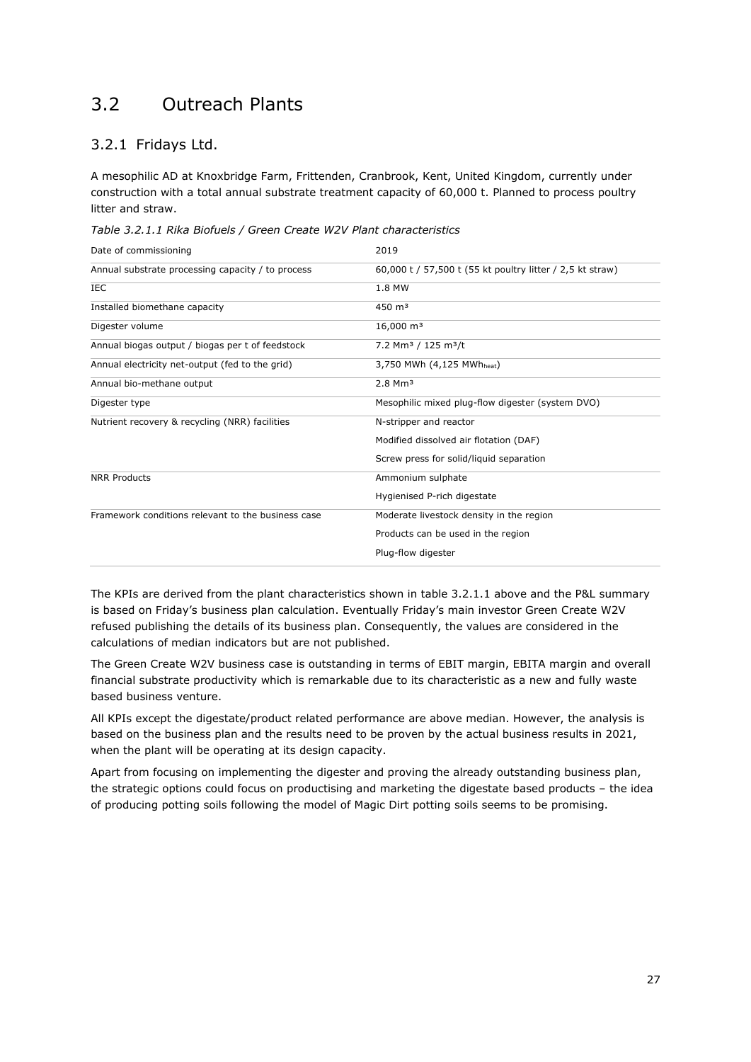## 3.2 Outreach Plants

### 3.2.1 Fridays Ltd.

A mesophilic AD at Knoxbridge Farm, Frittenden, Cranbrook, Kent, United Kingdom, currently under construction with a total annual substrate treatment capacity of 60,000 t. Planned to process poultry litter and straw.

*Table 3.2.1.1 Rika Biofuels / Green Create W2V Plant characteristics*

| | |
|---|---|
| Date of commissioning | 2019 |
| Annual substrate processing capacity / to process | 60,000 t / 57,500 t (55 kt poultry litter / 2,5 kt straw) |
| IEC | 1.8 MW |
| Installed biomethane capacity | 450 m³ |
| Digester volume | 16,000 m³ |
| Annual biogas output / biogas per t of feedstock | 7.2 Mm³ / 125 m³/t |
| Annual electricity net-output (fed to the grid) | 3,750 MWh (4,125 $MWh_{heat}$) |
| Annual bio-methane output | 2.8 Mm³ |
| Digester type | Mesophilic mixed plug-flow digester (system DVO) |
| Nutrient recovery & recycling (NRR) facilities | N-stripper and reactor |
| | Modified dissolved air flotation (DAF) |
| | Screw press for solid/liquid separation |
| NRR Products | Ammonium sulphate |
| | Hygienised P-rich digestate |
| Framework conditions relevant to the business case | Moderate livestock density in the region |
| | Products can be used in the region |
| | Plug-flow digester |

The KPIs are derived from the plant characteristics shown in table 3.2.1.1 above and the P&L summary is based on Friday's business plan calculation. Eventually Friday's main investor Green Create W2V refused publishing the details of its business plan. Consequently, the values are considered in the calculations of median indicators but are not published.

The Green Create W2V business case is outstanding in terms of EBIT margin, EBITA margin and overall financial substrate productivity which is remarkable due to its characteristic as a new and fully waste based business venture.

All KPIs except the digestate/product related performance are above median. However, the analysis is based on the business plan and the results need to be proven by the actual business results in 2021, when the plant will be operating at its design capacity.

Apart from focusing on implementing the digester and proving the already outstanding business plan, the strategic options could focus on productising and marketing the digestate based products – the idea of producing potting soils following the model of Magic Dirt potting soils seems to be promising.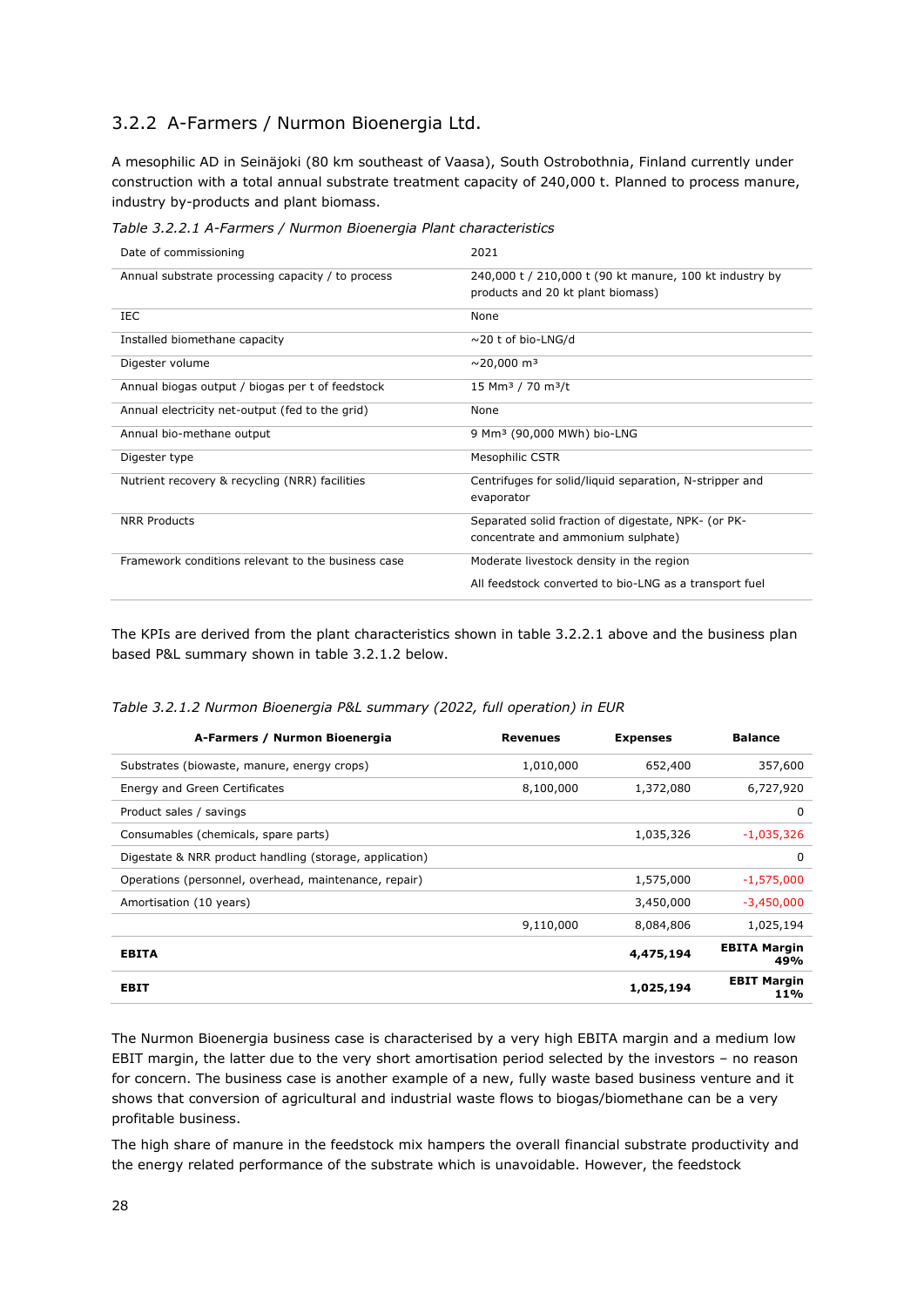### 3.2.2 A-Farmers / Nurmon Bioenergia Ltd.

A mesophilic AD in Seinäjoki (80 km southeast of Vaasa), South Ostrobothnia, Finland currently under construction with a total annual substrate treatment capacity of 240,000 t. Planned to process manure, industry by-products and plant biomass.

*Table 3.2.2.1 A-Farmers / Nurmon Bioenergia Plant characteristics*

| | |
|---|---|
| Date of commissioning | 2021 |
| Annual substrate processing capacity / to process | 240,000 t / 210,000 t (90 kt manure, 100 kt industry by products and 20 kt plant biomass) |
| IEC | None |
| Installed biomethane capacity | ~20 t of bio-LNG/d |
| Digester volume | ~20,000 m³ |
| Annual biogas output / biogas per t of feedstock | 15 Mm³ / 70 m³/t |
| Annual electricity net-output (fed to the grid) | None |
| Annual bio-methane output | 9 Mm³ (90,000 MWh) bio-LNG |
| Digester type | Mesophilic CSTR |
| Nutrient recovery & recycling (NRR) facilities | Centrifuges for solid/liquid separation, N-stripper and evaporator |
| NRR Products | Separated solid fraction of digestate, NPK- (or PK-concentrate and ammonium sulphate) |
| Framework conditions relevant to the business case | Moderate livestock density in the region<br>All feedstock converted to bio-LNG as a transport fuel |

The KPIs are derived from the plant characteristics shown in table 3.2.2.1 above and the business plan based P&L summary shown in table 3.2.1.2 below.

*Table 3.2.1.2 Nurmon Bioenergia P&L summary (2022, full operation) in EUR*

| A-Farmers / Nurmon Bioenergia | Revenues | Expenses | Balance |
|---|---|---|---|
| Substrates (biowaste, manure, energy crops) | 1,010,000 | 652,400 | 357,600 |
| Energy and Green Certificates | 8,100,000 | 1,372,080 | 6,727,920 |
| Product sales / savings | | | 0 |
| Consumables (chemicals, spare parts) | | 1,035,326 | -1,035,326 |
| Digestate & NRR product handling (storage, application) | | | 0 |
| Operations (personnel, overhead, maintenance, repair) | | 1,575,000 | -1,575,000 |
| Amortisation (10 years) | | 3,450,000 | -3,450,000 |
| | 9,110,000 | 8,084,806 | 1,025,194 |
| **EBITA** | | **4,475,194** | **EBITA Margin 49%** |
| **EBIT** | | **1,025,194** | **EBIT Margin 11%** |

The Nurmon Bioenergia business case is characterised by a very high EBITA margin and a medium low EBIT margin, the latter due to the very short amortisation period selected by the investors – no reason for concern. The business case is another example of a new, fully waste based business venture and it shows that conversion of agricultural and industrial waste flows to biogas/biomethane can be a very profitable business.

The high share of manure in the feedstock mix hampers the overall financial substrate productivity and the energy related performance of the substrate which is unavoidable. However, the feedstock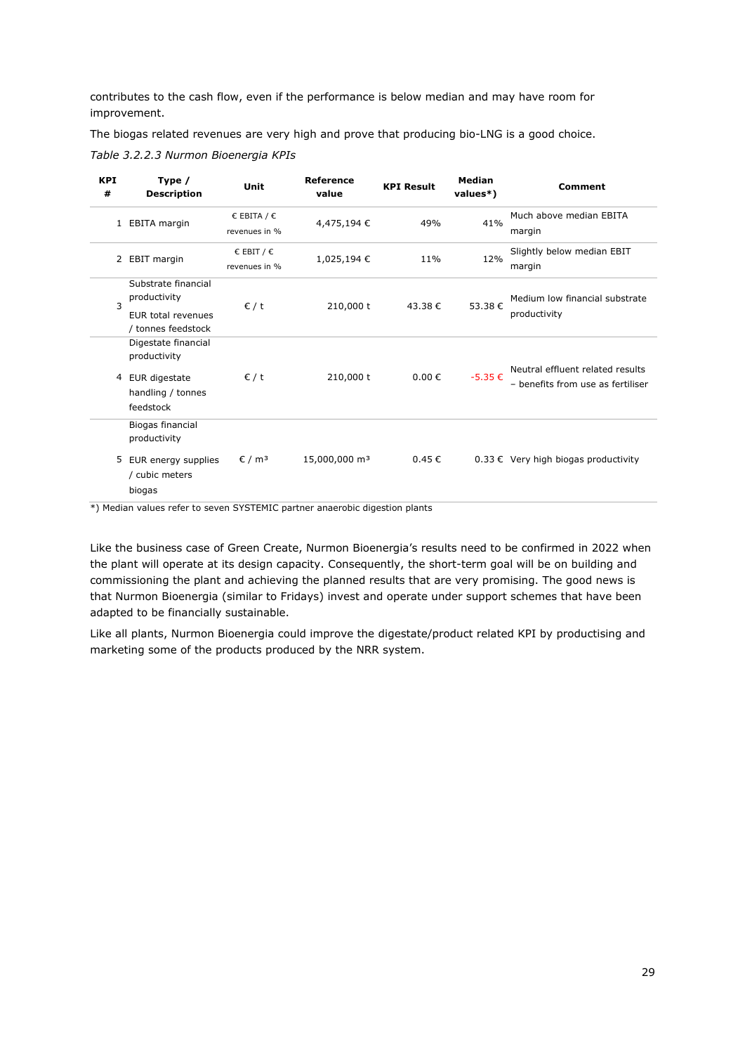contributes to the cash flow, even if the performance is below median and may have room for improvement.

The biogas related revenues are very high and prove that producing bio-LNG is a good choice.

*Table 3.2.2.3 Nurmon Bioenergia KPIs*

| KPI # | Type / Description | Unit | Reference value | KPI Result | Median values*) | Comment |
|---|---|---|---|---|---|---|
| 1 | EBITA margin | € EBITA / € revenues in % | 4,475,194 € | 49% | 41% | Much above median EBITA margin |
| 2 | EBIT margin | € EBIT / € revenues in % | 1,025,194 € | 11% | 12% | Slightly below median EBIT margin |
| 3 | Substrate financial productivity<br>EUR total revenues / tonnes feedstock | € / t | 210,000 t | 43.38 € | 53.38 € | Medium low financial substrate productivity |
| 4 | Digestate financial productivity<br>EUR digestate handling / tonnes feedstock | € / t | 210,000 t | 0.00 € | -5.35 € | Neutral effluent related results – benefits from use as fertiliser |
| 5 | Biogas financial productivity<br>EUR energy supplies / cubic meters biogas | € / m³ | 15,000,000 m³ | 0.45 € | 0.33 € | Very high biogas productivity |

*) Median values refer to seven SYSTEMIC partner anaerobic digestion plants

Like the business case of Green Create, Nurmon Bioenergia's results need to be confirmed in 2022 when the plant will operate at its design capacity. Consequently, the short-term goal will be on building and commissioning the plant and achieving the planned results that are very promising. The good news is that Nurmon Bioenergia (similar to Fridays) invest and operate under support schemes that have been adapted to be financially sustainable.

Like all plants, Nurmon Bioenergia could improve the digestate/product related KPI by productising and marketing some of the products produced by the NRR system.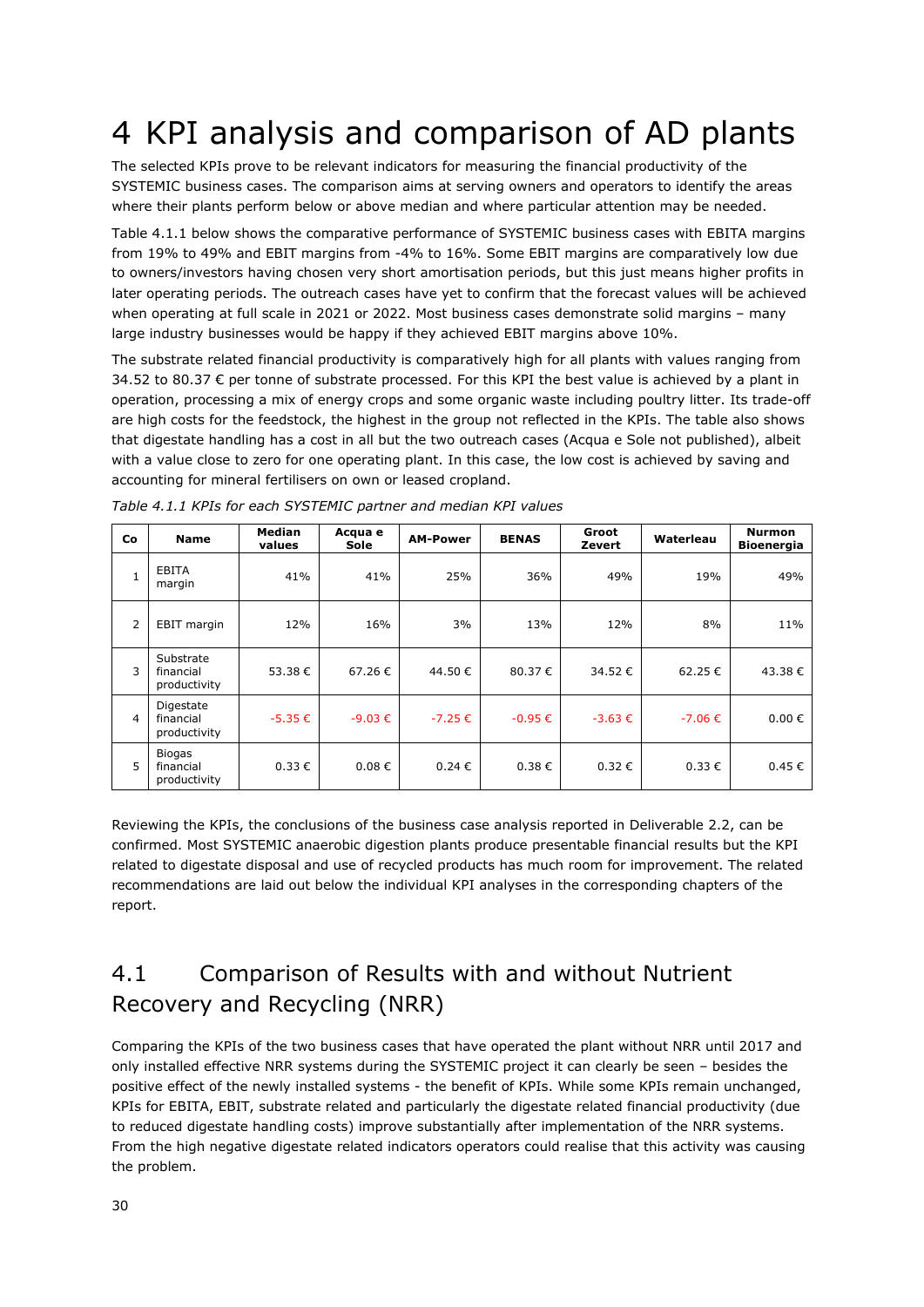# 4 KPI analysis and comparison of AD plants

The selected KPIs prove to be relevant indicators for measuring the financial productivity of the SYSTEMIC business cases. The comparison aims at serving owners and operators to identify the areas where their plants perform below or above median and where particular attention may be needed.

Table 4.1.1 below shows the comparative performance of SYSTEMIC business cases with EBITA margins from 19% to 49% and EBIT margins from -4% to 16%. Some EBIT margins are comparatively low due to owners/investors having chosen very short amortisation periods, but this just means higher profits in later operating periods. The outreach cases have yet to confirm that the forecast values will be achieved when operating at full scale in 2021 or 2022. Most business cases demonstrate solid margins – many large industry businesses would be happy if they achieved EBIT margins above 10%.

The substrate related financial productivity is comparatively high for all plants with values ranging from 34.52 to 80.37 € per tonne of substrate processed. For this KPI the best value is achieved by a plant in operation, processing a mix of energy crops and some organic waste including poultry litter. Its trade-off are high costs for the feedstock, the highest in the group not reflected in the KPIs. The table also shows that digestate handling has a cost in all but the two outreach cases (Acqua e Sole not published), albeit with a value close to zero for one operating plant. In this case, the low cost is achieved by saving and accounting for mineral fertilisers on own or leased cropland.

*Table 4.1.1 KPIs for each SYSTEMIC partner and median KPI values*

| Co | Name | Median values | Acqua e Sole | AM-Power | BENAS | Groot Zevert | Waterleau | Nurmon Bioenergia |
|---|---|---|---|---|---|---|---|---|
| 1 | EBITA margin | 41% | 41% | 25% | 36% | 49% | 19% | 49% |
| 2 | EBIT margin | 12% | 16% | 3% | 13% | 12% | 8% | 11% |
| 3 | Substrate financial productivity | 53.38 € | 67.26 € | 44.50 € | 80.37 € | 34.52 € | 62.25 € | 43.38 € |
| 4 | Digestate financial productivity | -5.35 € | -9.03 € | -7.25 € | -0.95 € | -3.63 € | -7.06 € | 0.00 € |
| 5 | Biogas financial productivity | 0.33 € | 0.08 € | 0.24 € | 0.38 € | 0.32 € | 0.33 € | 0.45 € |

Reviewing the KPIs, the conclusions of the business case analysis reported in Deliverable 2.2, can be confirmed. Most SYSTEMIC anaerobic digestion plants produce presentable financial results but the KPI related to digestate disposal and use of recycled products has much room for improvement. The related recommendations are laid out below the individual KPI analyses in the corresponding chapters of the report.

## 4.1 Comparison of Results with and without Nutrient Recovery and Recycling (NRR)

Comparing the KPIs of the two business cases that have operated the plant without NRR until 2017 and only installed effective NRR systems during the SYSTEMIC project it can clearly be seen – besides the positive effect of the newly installed systems - the benefit of KPIs. While some KPIs remain unchanged, KPIs for EBITA, EBIT, substrate related and particularly the digestate related financial productivity (due to reduced digestate handling costs) improve substantially after implementation of the NRR systems. From the high negative digestate related indicators operators could realise that this activity was causing the problem.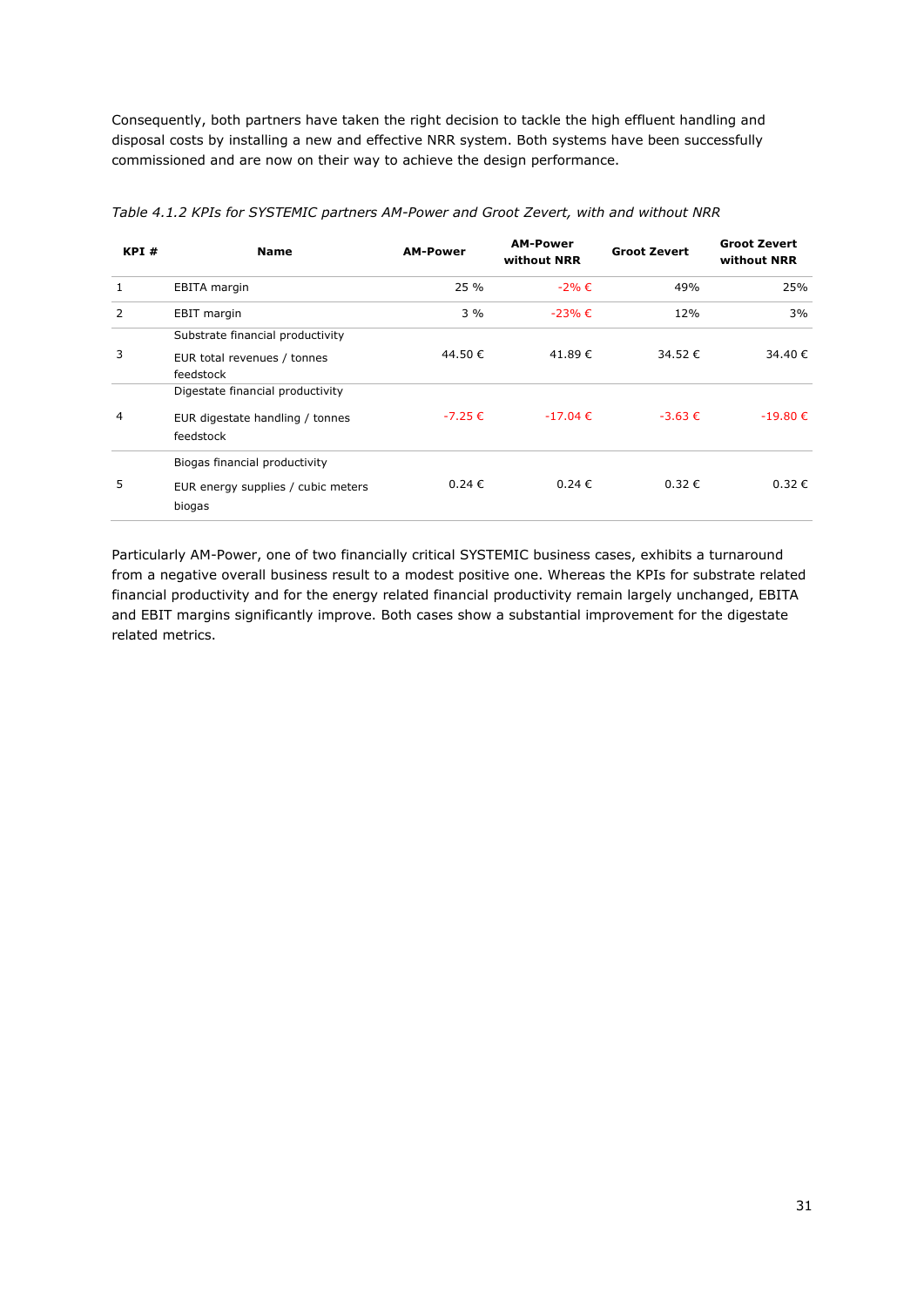Consequently, both partners have taken the right decision to tackle the high effluent handling and disposal costs by installing a new and effective NRR system. Both systems have been successfully commissioned and are now on their way to achieve the design performance.

*Table 4.1.2 KPIs for SYSTEMIC partners AM-Power and Groot Zevert, with and without NRR*

| KPI # | Name | AM-Power | AM-Power without NRR | Groot Zevert | Groot Zevert without NRR |
|---|---|---|---|---|---|
| 1 | EBITA margin | 25 % | -2% € | 49% | 25% |
| 2 | EBIT margin | 3 % | -23% € | 12% | 3% |
| 3 | Substrate financial productivity<br><br>EUR total revenues / tonnes feedstock | 44.50 € | 41.89 € | 34.52 € | 34.40 € |
| 4 | Digestate financial productivity<br><br>EUR digestate handling / tonnes feedstock | -7.25 € | -17.04 € | -3.63 € | -19.80 € |
| 5 | Biogas financial productivity<br><br>EUR energy supplies / cubic meters biogas | 0.24 € | 0.24 € | 0.32 € | 0.32 € |

Particularly AM-Power, one of two financially critical SYSTEMIC business cases, exhibits a turnaround from a negative overall business result to a modest positive one. Whereas the KPIs for substrate related financial productivity and for the energy related financial productivity remain largely unchanged, EBITA and EBIT margins significantly improve. Both cases show a substantial improvement for the digestate related metrics.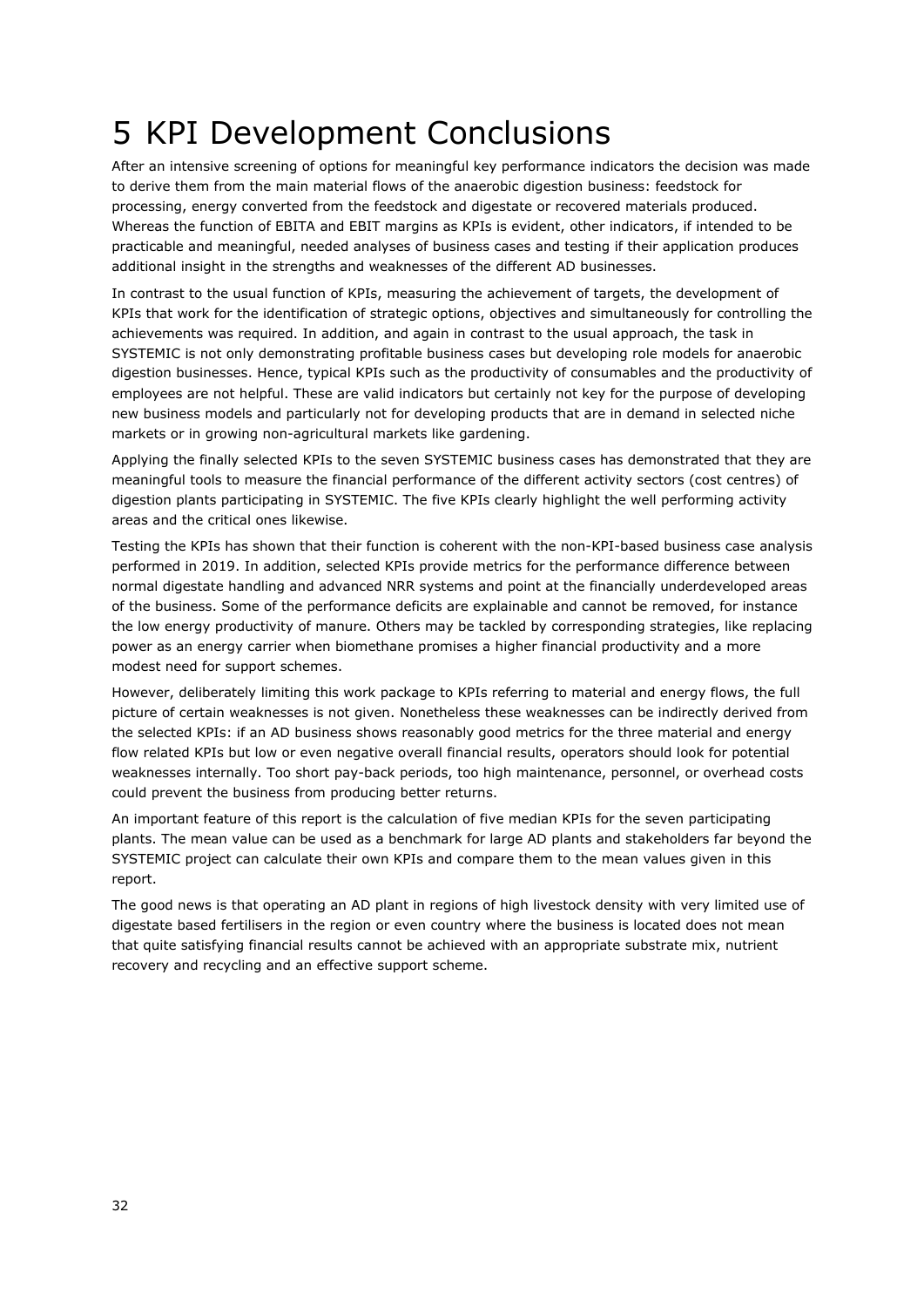# 5 KPI Development Conclusions

After an intensive screening of options for meaningful key performance indicators the decision was made to derive them from the main material flows of the anaerobic digestion business: feedstock for processing, energy converted from the feedstock and digestate or recovered materials produced. Whereas the function of EBITA and EBIT margins as KPIs is evident, other indicators, if intended to be practicable and meaningful, needed analyses of business cases and testing if their application produces additional insight in the strengths and weaknesses of the different AD businesses.

In contrast to the usual function of KPIs, measuring the achievement of targets, the development of KPIs that work for the identification of strategic options, objectives and simultaneously for controlling the achievements was required. In addition, and again in contrast to the usual approach, the task in SYSTEMIC is not only demonstrating profitable business cases but developing role models for anaerobic digestion businesses. Hence, typical KPIs such as the productivity of consumables and the productivity of employees are not helpful. These are valid indicators but certainly not key for the purpose of developing new business models and particularly not for developing products that are in demand in selected niche markets or in growing non-agricultural markets like gardening.

Applying the finally selected KPIs to the seven SYSTEMIC business cases has demonstrated that they are meaningful tools to measure the financial performance of the different activity sectors (cost centres) of digestion plants participating in SYSTEMIC. The five KPIs clearly highlight the well performing activity areas and the critical ones likewise.

Testing the KPIs has shown that their function is coherent with the non-KPI-based business case analysis performed in 2019. In addition, selected KPIs provide metrics for the performance difference between normal digestate handling and advanced NRR systems and point at the financially underdeveloped areas of the business. Some of the performance deficits are explainable and cannot be removed, for instance the low energy productivity of manure. Others may be tackled by corresponding strategies, like replacing power as an energy carrier when biomethane promises a higher financial productivity and a more modest need for support schemes.

However, deliberately limiting this work package to KPIs referring to material and energy flows, the full picture of certain weaknesses is not given. Nonetheless these weaknesses can be indirectly derived from the selected KPIs: if an AD business shows reasonably good metrics for the three material and energy flow related KPIs but low or even negative overall financial results, operators should look for potential weaknesses internally. Too short pay-back periods, too high maintenance, personnel, or overhead costs could prevent the business from producing better returns.

An important feature of this report is the calculation of five median KPIs for the seven participating plants. The mean value can be used as a benchmark for large AD plants and stakeholders far beyond the SYSTEMIC project can calculate their own KPIs and compare them to the mean values given in this report.

The good news is that operating an AD plant in regions of high livestock density with very limited use of digestate based fertilisers in the region or even country where the business is located does not mean that quite satisfying financial results cannot be achieved with an appropriate substrate mix, nutrient recovery and recycling and an effective support scheme.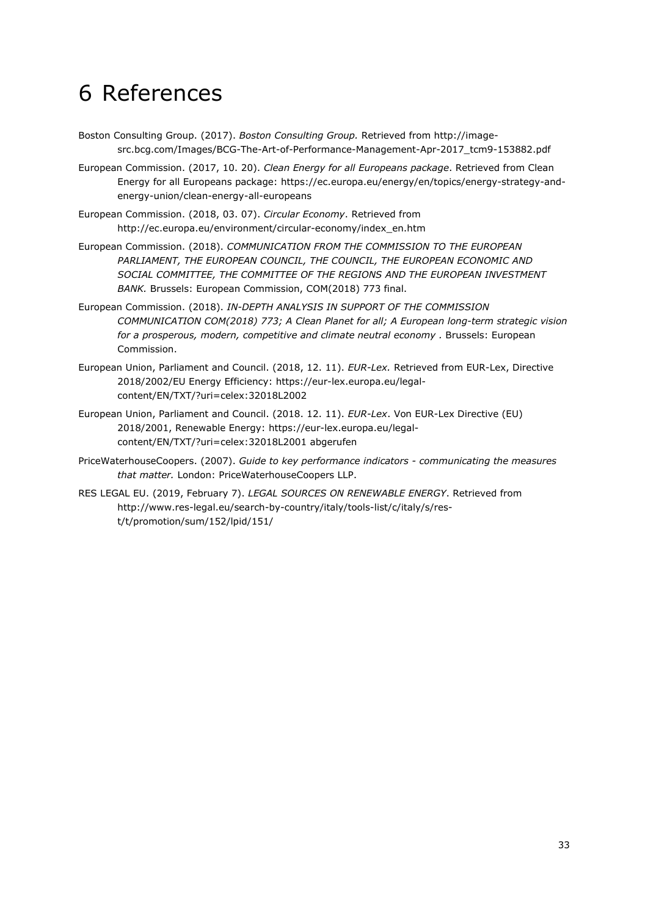# 6 References

Boston Consulting Group. (2017). *Boston Consulting Group.* Retrieved from http://image-src.bcg.com/Images/BCG-The-Art-of-Performance-Management-Apr-2017_tcm9-153882.pdf

European Commission. (2017, 10. 20). *Clean Energy for all Europeans package*. Retrieved from Clean Energy for all Europeans package: https://ec.europa.eu/energy/en/topics/energy-strategy-and-energy-union/clean-energy-all-europeans

European Commission. (2018, 03. 07). *Circular Economy*. Retrieved from http://ec.europa.eu/environment/circular-economy/index_en.htm

European Commission. (2018). *COMMUNICATION FROM THE COMMISSION TO THE EUROPEAN PARLIAMENT, THE EUROPEAN COUNCIL, THE COUNCIL, THE EUROPEAN ECONOMIC AND SOCIAL COMMITTEE, THE COMMITTEE OF THE REGIONS AND THE EUROPEAN INVESTMENT BANK.* Brussels: European Commission, COM(2018) 773 final.

European Commission. (2018). *IN-DEPTH ANALYSIS IN SUPPORT OF THE COMMISSION COMMUNICATION COM(2018) 773; A Clean Planet for all; A European long-term strategic vision for a prosperous, modern, competitive and climate neutral economy* . Brussels: European Commission.

European Union, Parliament and Council. (2018, 12. 11). *EUR-Lex.* Retrieved from EUR-Lex, Directive 2018/2002/EU Energy Efficiency: https://eur-lex.europa.eu/legal-content/EN/TXT/?uri=celex:32018L2002

European Union, Parliament and Council. (2018. 12. 11). *EUR-Lex*. Von EUR-Lex Directive (EU) 2018/2001, Renewable Energy: https://eur-lex.europa.eu/legal-content/EN/TXT/?uri=celex:32018L2001 abgerufen

PriceWaterhouseCoopers. (2007). *Guide to key performance indicators - communicating the measures that matter.* London: PriceWaterhouseCoopers LLP.

RES LEGAL EU. (2019, February 7). *LEGAL SOURCES ON RENEWABLE ENERGY*. Retrieved from http://www.res-legal.eu/search-by-country/italy/tools-list/c/italy/s/res-t/t/promotion/sum/152/lpid/151/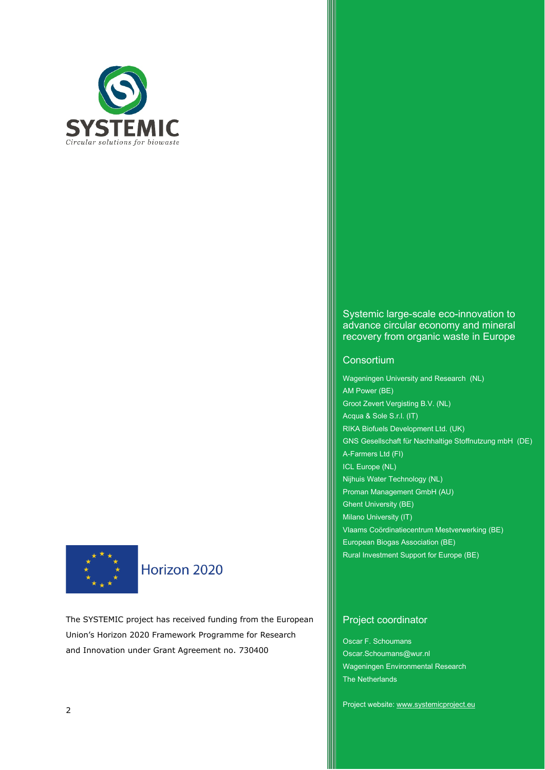SYSTEMIC

Circular solutions for biowaste

Horizon 2020

The SYSTEMIC project has received funding from the European Union's Horizon 2020 Framework Programme for Research and Innovation under Grant Agreement no. 730400

Systemic large-scale eco-innovation to advance circular economy and mineral recovery from organic waste in Europe

## Consortium

Wageningen University and Research (NL)
AM Power (BE)
Groot Zevert Vergisting B.V. (NL)
Acqua & Sole S.r.l. (IT)
RIKA Biofuels Development Ltd. (UK)
GNS Gesellschaft für Nachhaltige Stoffnutzung mbH (DE)
A-Farmers Ltd (FI)
ICL Europe (NL)
Nijhuis Water Technology (NL)
Proman Management GmbH (AU)
Ghent University (BE)
Milano University (IT)
Vlaams Coördinatiecentrum Mestverwerking (BE)
European Biogas Association (BE)
Rural Investment Support for Europe (BE)

## Project coordinator

Oscar F. Schoumans
Oscar.Schoumans@wur.nl
Wageningen Environmental Research
The Netherlands

Project website: www.systemicproject.eu